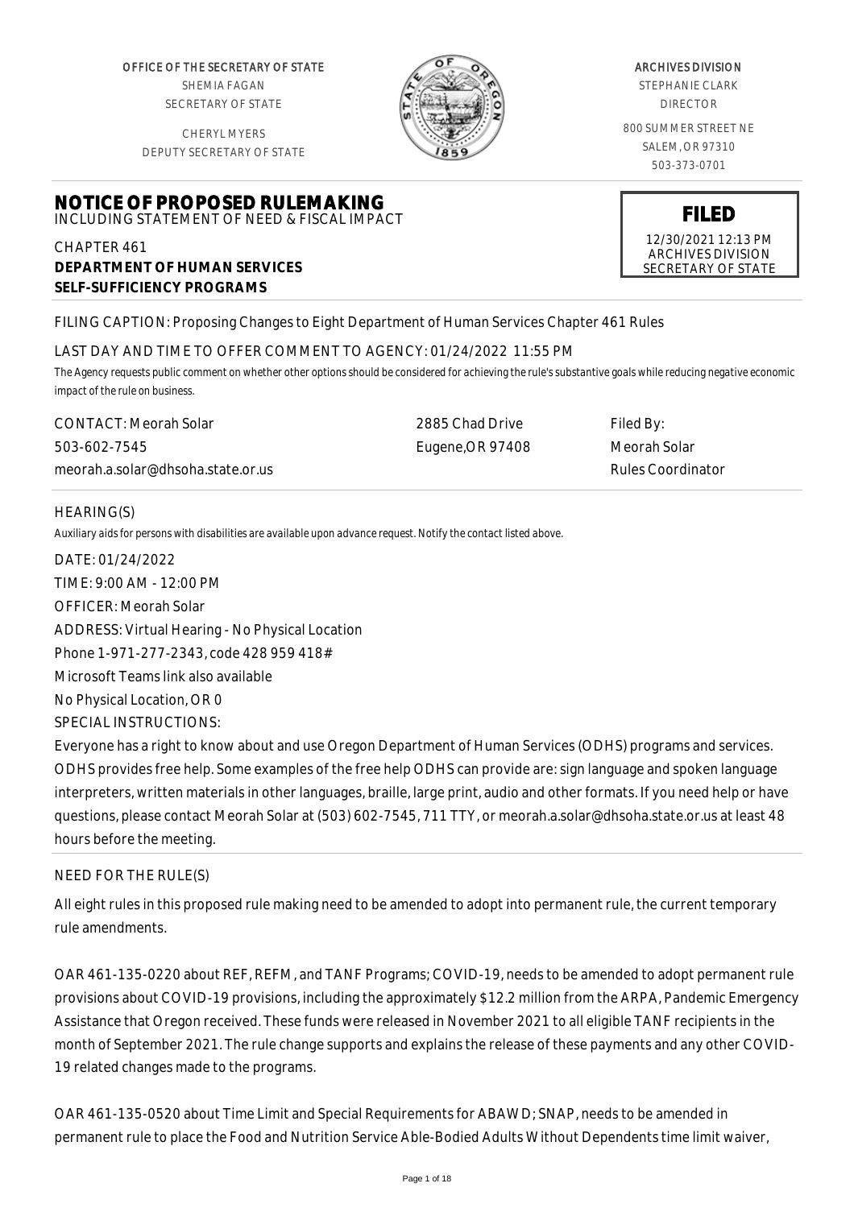OFFICE OF THE SECRETARY OF STATE
SHEMIA FAGAN
SECRETARY OF STATE

CHERYL MYERS
DEPUTY SECRETARY OF STATE

ARCHIVES DIVISION
STEPHANIE CLARK
DIRECTOR

800 SUMMER STREET NE
SALEM, OR 97310
503-373-0701

**FILED**
12/30/2021 12:13 PM
ARCHIVES DIVISION
SECRETARY OF STATE

# NOTICE OF PROPOSED RULEMAKING
INCLUDING STATEMENT OF NEED & FISCAL IMPACT

CHAPTER 461
**DEPARTMENT OF HUMAN SERVICES**
**SELF-SUFFICIENCY PROGRAMS**

FILING CAPTION: Proposing Changes to Eight Department of Human Services Chapter 461 Rules

LAST DAY AND TIME TO OFFER COMMENT TO AGENCY: 01/24/2022 11:55 PM

*The Agency requests public comment on whether other options should be considered for achieving the rule's substantive goals while reducing negative economic impact of the rule on business.*

CONTACT: Meorah Solar
503-602-7545
meorah.a.solar@dhsoha.state.or.us

2885 Chad Drive
Eugene,OR 97408

Filed By:
Meorah Solar
Rules Coordinator

HEARING(S)

*Auxiliary aids for persons with disabilities are available upon advance request. Notify the contact listed above.*

DATE: 01/24/2022
TIME: 9:00 AM - 12:00 PM
OFFICER: Meorah Solar
ADDRESS: Virtual Hearing - No Physical Location
Phone 1-971-277-2343, code 428 959 418#
Microsoft Teams link also available
No Physical Location, OR 0
SPECIAL INSTRUCTIONS:
Everyone has a right to know about and use Oregon Department of Human Services (ODHS) programs and services. ODHS provides free help. Some examples of the free help ODHS can provide are: sign language and spoken language interpreters, written materials in other languages, braille, large print, audio and other formats. If you need help or have questions, please contact Meorah Solar at (503) 602-7545, 711 TTY, or meorah.a.solar@dhsoha.state.or.us at least 48 hours before the meeting.

NEED FOR THE RULE(S)

All eight rules in this proposed rule making need to be amended to adopt into permanent rule, the current temporary rule amendments.

OAR 461-135-0220 about REF, REFM, and TANF Programs; COVID-19, needs to be amended to adopt permanent rule provisions about COVID-19 provisions, including the approximately $12.2 million from the ARPA, Pandemic Emergency Assistance that Oregon received. These funds were released in November 2021 to all eligible TANF recipients in the month of September 2021. The rule change supports and explains the release of these payments and any other COVID-19 related changes made to the programs.

OAR 461-135-0520 about Time Limit and Special Requirements for ABAWD; SNAP, needs to be amended in permanent rule to place the Food and Nutrition Service Able-Bodied Adults Without Dependents time limit waiver,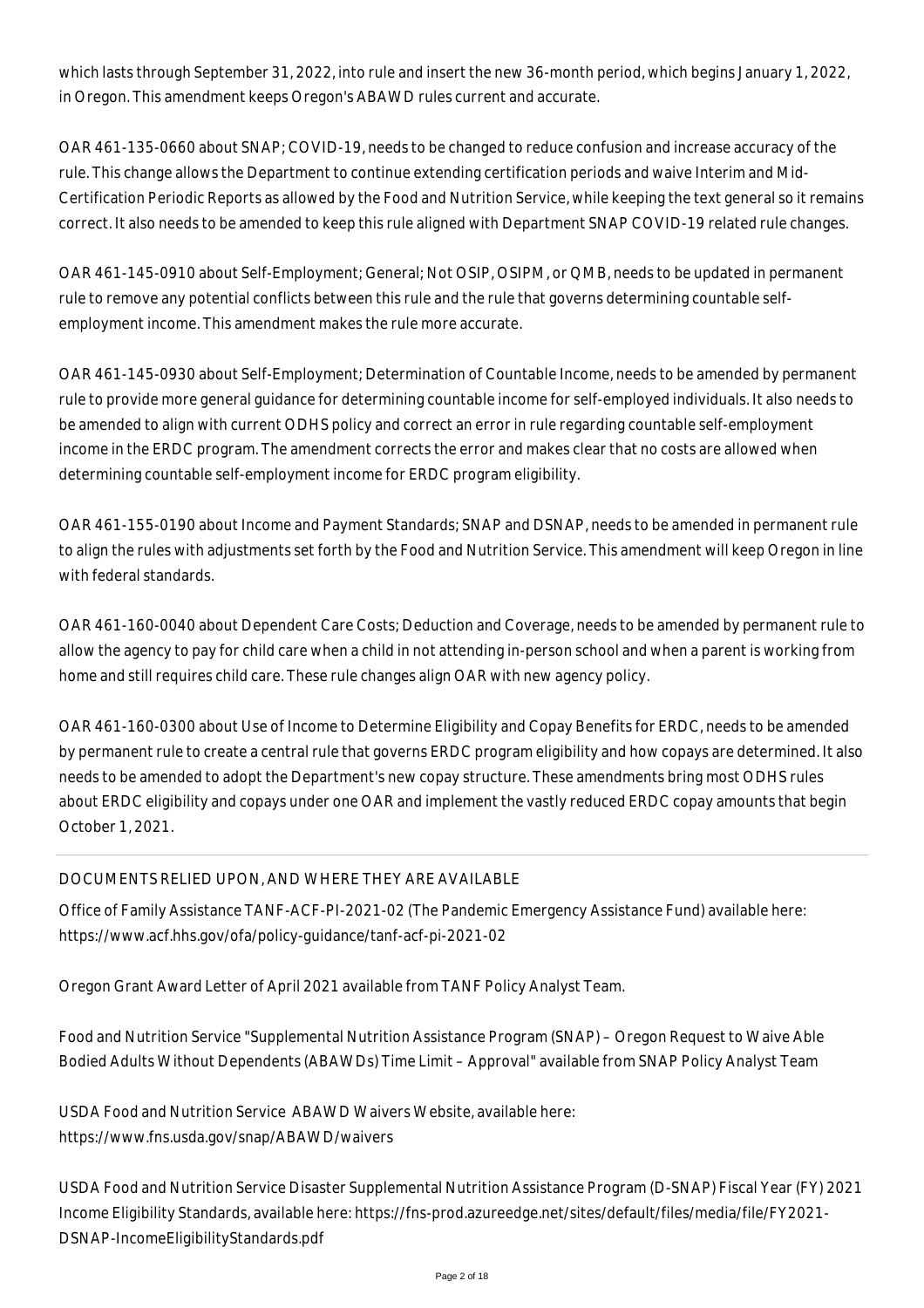which lasts through September 31, 2022, into rule and insert the new 36-month period, which begins January 1, 2022, in Oregon. This amendment keeps Oregon's ABAWD rules current and accurate.

OAR 461-135-0660 about SNAP; COVID-19, needs to be changed to reduce confusion and increase accuracy of the rule. This change allows the Department to continue extending certification periods and waive Interim and Mid-Certification Periodic Reports as allowed by the Food and Nutrition Service, while keeping the text general so it remains correct. It also needs to be amended to keep this rule aligned with Department SNAP COVID-19 related rule changes.

OAR 461-145-0910 about Self-Employment; General; Not OSIP, OSIPM, or QMB, needs to be updated in permanent rule to remove any potential conflicts between this rule and the rule that governs determining countable self-employment income. This amendment makes the rule more accurate.

OAR 461-145-0930 about Self-Employment; Determination of Countable Income, needs to be amended by permanent rule to provide more general guidance for determining countable income for self-employed individuals. It also needs to be amended to align with current ODHS policy and correct an error in rule regarding countable self-employment income in the ERDC program. The amendment corrects the error and makes clear that no costs are allowed when determining countable self-employment income for ERDC program eligibility.

OAR 461-155-0190 about Income and Payment Standards; SNAP and DSNAP, needs to be amended in permanent rule to align the rules with adjustments set forth by the Food and Nutrition Service. This amendment will keep Oregon in line with federal standards.

OAR 461-160-0040 about Dependent Care Costs; Deduction and Coverage, needs to be amended by permanent rule to allow the agency to pay for child care when a child in not attending in-person school and when a parent is working from home and still requires child care. These rule changes align OAR with new agency policy.

OAR 461-160-0300 about Use of Income to Determine Eligibility and Copay Benefits for ERDC, needs to be amended by permanent rule to create a central rule that governs ERDC program eligibility and how copays are determined. It also needs to be amended to adopt the Department's new copay structure. These amendments bring most ODHS rules about ERDC eligibility and copays under one OAR and implement the vastly reduced ERDC copay amounts that begin October 1, 2021.

---

DOCUMENTS RELIED UPON, AND WHERE THEY ARE AVAILABLE

Office of Family Assistance TANF-ACF-PI-2021-02 (The Pandemic Emergency Assistance Fund) available here: https://www.acf.hhs.gov/ofa/policy-guidance/tanf-acf-pi-2021-02

Oregon Grant Award Letter of April 2021 available from TANF Policy Analyst Team.

Food and Nutrition Service "Supplemental Nutrition Assistance Program (SNAP) – Oregon Request to Waive Able Bodied Adults Without Dependents (ABAWDs) Time Limit – Approval" available from SNAP Policy Analyst Team

USDA Food and Nutrition Service ABAWD Waivers Website, available here: https://www.fns.usda.gov/snap/ABAWD/waivers

USDA Food and Nutrition Service Disaster Supplemental Nutrition Assistance Program (D-SNAP) Fiscal Year (FY) 2021 Income Eligibility Standards, available here: https://fns-prod.azureedge.net/sites/default/files/media/file/FY2021-DSNAP-IncomeEligibilityStandards.pdf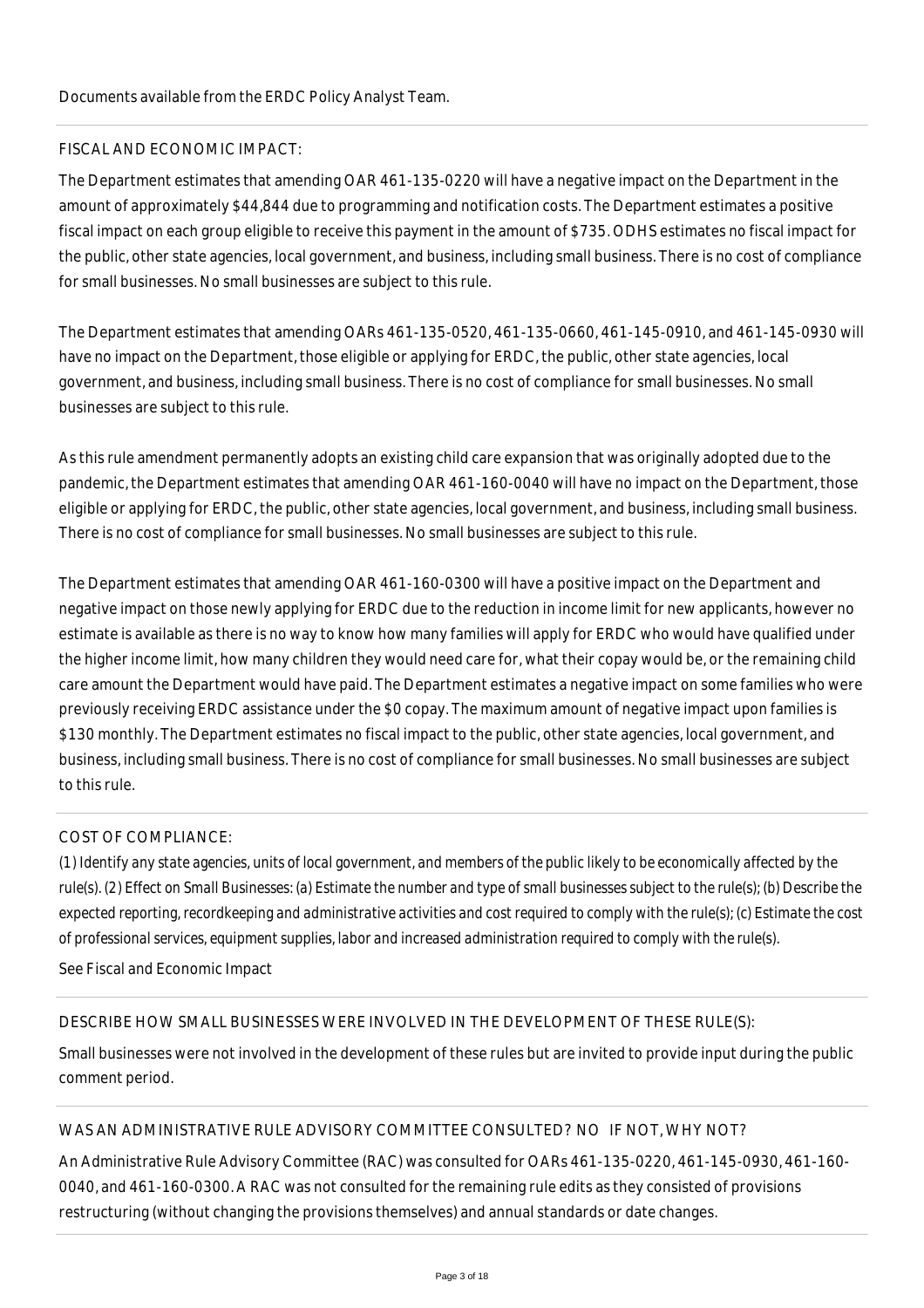Documents available from the ERDC Policy Analyst Team.

## FISCAL AND ECONOMIC IMPACT:

The Department estimates that amending OAR 461-135-0220 will have a negative impact on the Department in the amount of approximately $44,844 due to programming and notification costs. The Department estimates a positive fiscal impact on each group eligible to receive this payment in the amount of $735. ODHS estimates no fiscal impact for the public, other state agencies, local government, and business, including small business. There is no cost of compliance for small businesses. No small businesses are subject to this rule.

The Department estimates that amending OARs 461-135-0520, 461-135-0660, 461-145-0910, and 461-145-0930 will have no impact on the Department, those eligible or applying for ERDC, the public, other state agencies, local government, and business, including small business. There is no cost of compliance for small businesses. No small businesses are subject to this rule.

As this rule amendment permanently adopts an existing child care expansion that was originally adopted due to the pandemic, the Department estimates that amending OAR 461-160-0040 will have no impact on the Department, those eligible or applying for ERDC, the public, other state agencies, local government, and business, including small business. There is no cost of compliance for small businesses. No small businesses are subject to this rule.

The Department estimates that amending OAR 461-160-0300 will have a positive impact on the Department and negative impact on those newly applying for ERDC due to the reduction in income limit for new applicants, however no estimate is available as there is no way to know how many families will apply for ERDC who would have qualified under the higher income limit, how many children they would need care for, what their copay would be, or the remaining child care amount the Department would have paid. The Department estimates a negative impact on some families who were previously receiving ERDC assistance under the $0 copay. The maximum amount of negative impact upon families is $130 monthly. The Department estimates no fiscal impact to the public, other state agencies, local government, and business, including small business. There is no cost of compliance for small businesses. No small businesses are subject to this rule.

## COST OF COMPLIANCE:

(1) Identify any state agencies, units of local government, and members of the public likely to be economically affected by the rule(s). (2) Effect on Small Businesses: (a) Estimate the number and type of small businesses subject to the rule(s); (b) Describe the expected reporting, recordkeeping and administrative activities and cost required to comply with the rule(s); (c) Estimate the cost of professional services, equipment supplies, labor and increased administration required to comply with the rule(s).

See Fiscal and Economic Impact

## DESCRIBE HOW SMALL BUSINESSES WERE INVOLVED IN THE DEVELOPMENT OF THESE RULE(S):

Small businesses were not involved in the development of these rules but are invited to provide input during the public comment period.

## WAS AN ADMINISTRATIVE RULE ADVISORY COMMITTEE CONSULTED? NO IF NOT, WHY NOT?

An Administrative Rule Advisory Committee (RAC) was consulted for OARs 461-135-0220, 461-145-0930, 461-160-0040, and 461-160-0300. A RAC was not consulted for the remaining rule edits as they consisted of provisions restructuring (without changing the provisions themselves) and annual standards or date changes.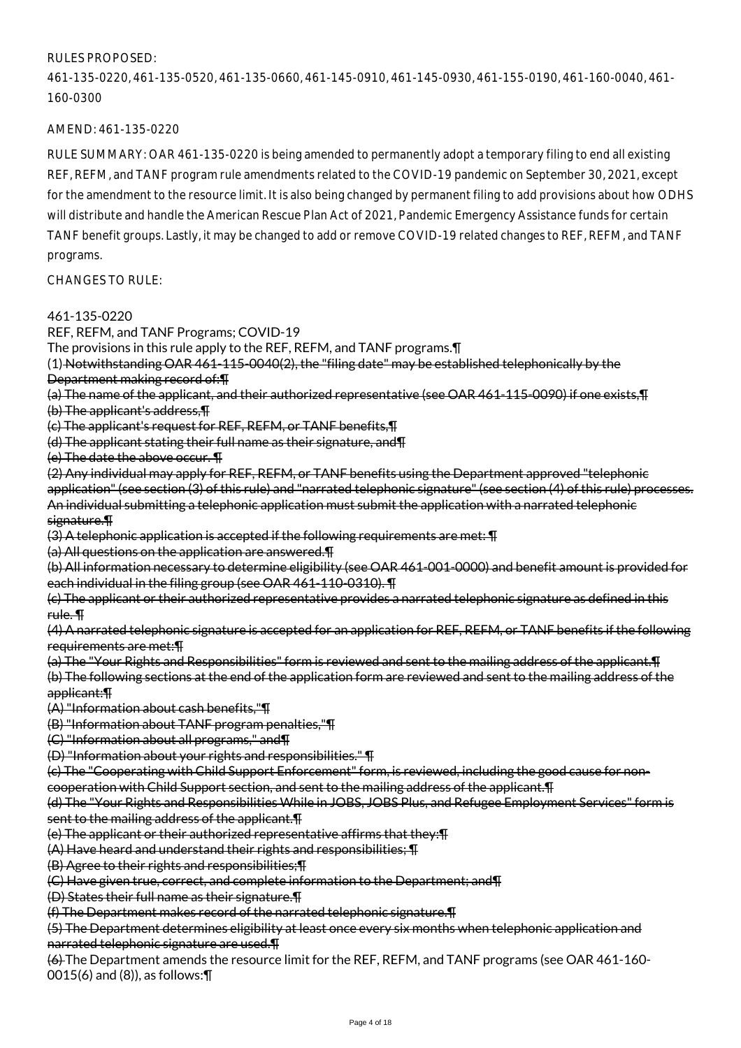RULES PROPOSED:

461-135-0220, 461-135-0520, 461-135-0660, 461-145-0910, 461-145-0930, 461-155-0190, 461-160-0040, 461-160-0300

AMEND: 461-135-0220

RULE SUMMARY: OAR 461-135-0220 is being amended to permanently adopt a temporary filing to end all existing REF, REFM, and TANF program rule amendments related to the COVID-19 pandemic on September 30, 2021, except for the amendment to the resource limit. It is also being changed by permanent filing to add provisions about how ODHS will distribute and handle the American Rescue Plan Act of 2021, Pandemic Emergency Assistance funds for certain TANF benefit groups. Lastly, it may be changed to add or remove COVID-19 related changes to REF, REFM, and TANF programs.

CHANGES TO RULE:

461-135-0220

REF, REFM, and TANF Programs; COVID-19

The provisions in this rule apply to the REF, REFM, and TANF programs.¶

(1) ~~Notwithstanding OAR 461-115-0040(2), the "filing date" may be established telephonically by the Department making record of:¶~~

~~(a) The name of the applicant, and their authorized representative (see OAR 461-115-0090) if one exists,¶~~

~~(b) The applicant's address,¶~~

~~(c) The applicant's request for REF, REFM, or TANF benefits,¶~~

~~(d) The applicant stating their full name as their signature, and¶~~

~~(e) The date the above occur. ¶~~

~~(2) Any individual may apply for REF, REFM, or TANF benefits using the Department approved "telephonic application" (see section (3) of this rule) and "narrated telephonic signature" (see section (4) of this rule) processes. An individual submitting a telephonic application must submit the application with a narrated telephonic signature.¶~~

~~(3) A telephonic application is accepted if the following requirements are met: ¶~~

~~(a) All questions on the application are answered.¶~~

~~(b) All information necessary to determine eligibility (see OAR 461-001-0000) and benefit amount is provided for each individual in the filing group (see OAR 461-110-0310). ¶~~

~~(c) The applicant or their authorized representative provides a narrated telephonic signature as defined in this rule. ¶~~

~~(4) A narrated telephonic signature is accepted for an application for REF, REFM, or TANF benefits if the following requirements are met:¶~~

~~(a) The "Your Rights and Responsibilities" form is reviewed and sent to the mailing address of the applicant.¶~~

~~(b) The following sections at the end of the application form are reviewed and sent to the mailing address of the applicant:¶~~

~~(A) "Information about cash benefits,"¶~~

~~(B) "Information about TANF program penalties,"¶~~

~~(C) "Information about all programs," and¶~~

~~(D) "Information about your rights and responsibilities." ¶~~

~~(c) The "Cooperating with Child Support Enforcement" form, is reviewed, including the good cause for non-cooperation with Child Support section, and sent to the mailing address of the applicant.¶~~

~~(d) The "Your Rights and Responsibilities While in JOBS, JOBS Plus, and Refugee Employment Services" form is sent to the mailing address of the applicant.¶~~

~~(e) The applicant or their authorized representative affirms that they:¶~~

~~(A) Have heard and understand their rights and responsibilities; ¶~~

~~(B) Agree to their rights and responsibilities;¶~~

~~(C) Have given true, correct, and complete information to the Department; and¶~~

~~(D) States their full name as their signature.¶~~

~~(f) The Department makes record of the narrated telephonic signature.¶~~

~~(5) The Department determines eligibility at least once every six months when telephonic application and narrated telephonic signature are used.¶~~

~~(6)~~ The Department amends the resource limit for the REF, REFM, and TANF programs (see OAR 461-160-0015(6) and (8)), as follows:¶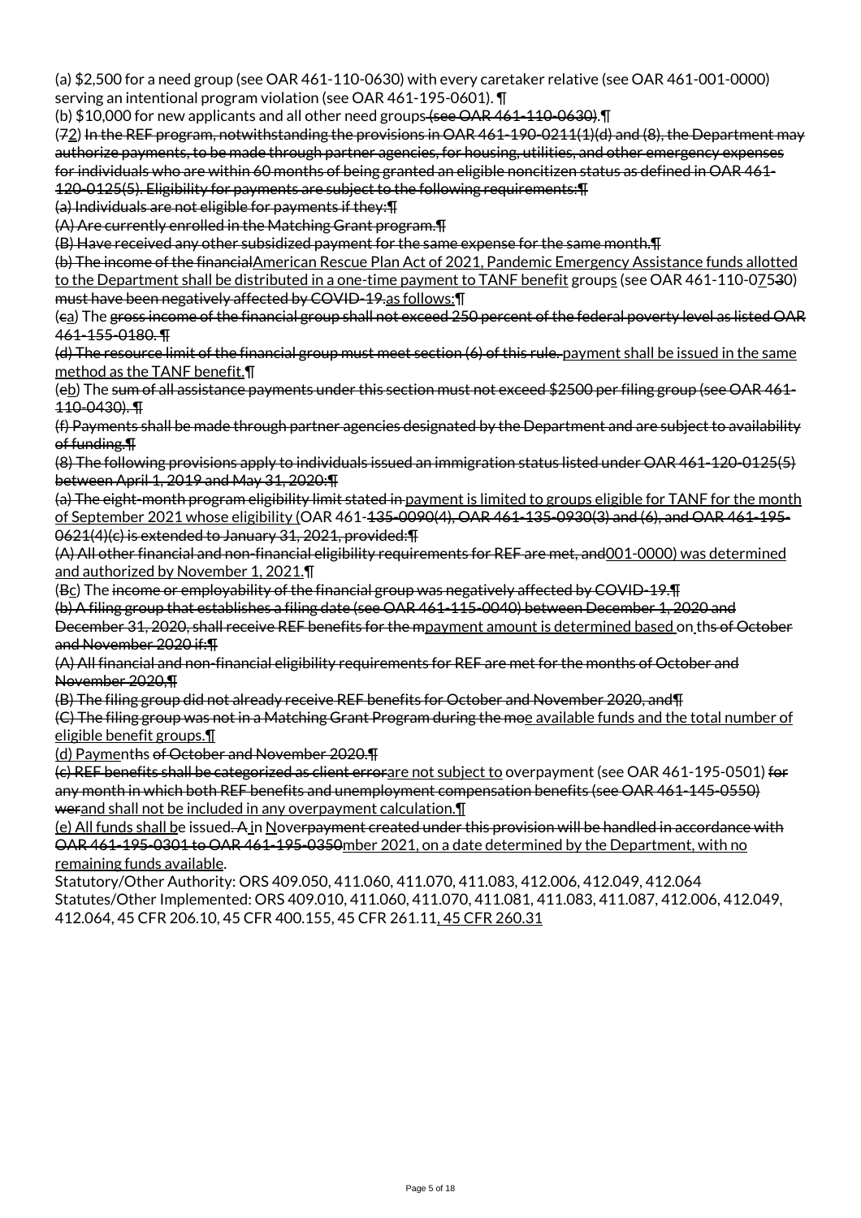(a) $2,500 for a need group (see OAR 461-110-0630) with every caretaker relative (see OAR 461-001-0000) serving an intentional program violation (see OAR 461-195-0601). ¶

(b) $10,000 for new applicants and all other need groups (see OAR 461-110-0630). ¶

(72) In the REF program, notwithstanding the provisions in OAR 461-190-0211(1)(d) and (8), the Department may authorize payments, to be made through partner agencies, for housing, utilities, and other emergency expenses for individuals who are within 60 months of being granted an eligible noncitizen status as defined in OAR 461-120-0125(5). Eligibility for payments are subject to the following requirements:¶

(a) Individuals are not eligible for payments if they:¶

(A) Are currently enrolled in the Matching Grant program.¶

(B) Have received any other subsidized payment for the same expense for the same month.¶

(b) The income of the financialAmerican Rescue Plan Act of 2021, Pandemic Emergency Assistance funds allotted to the Department shall be distributed in a one-time payment to TANF benefit groups (see OAR 461-110-07530) must have been negatively affected by COVID-19.as follows:¶

(ca) The gross income of the financial group shall not exceed 250 percent of the federal poverty level as listed OAR 461-155-0180. ¶

(d) The resource limit of the financial group must meet section (6) of this rule. payment shall be issued in the same method as the TANF benefit.¶

(eb) The sum of all assistance payments under this section must not exceed $2500 per filing group (see OAR 461-110-0430). ¶

(f) Payments shall be made through partner agencies designated by the Department and are subject to availability of funding.¶

(8) The following provisions apply to individuals issued an immigration status listed under OAR 461-120-0125(5) between April 1, 2019 and May 31, 2020:¶

(a) The eight-month program eligibility limit stated in payment is limited to groups eligible for TANF for the month of September 2021 whose eligibility (OAR 461-135-0090(4), OAR 461-135-0930(3) and (6), and OAR 461-195-0621(4)(c) is extended to January 31, 2021, provided:¶

(A) All other financial and non-financial eligibility requirements for REF are met, and001-0000) was determined and authorized by November 1, 2021.¶

(Bc) The income or employability of the financial group was negatively affected by COVID-19.¶

(b) A filing group that establishes a filing date (see OAR 461-115-0040) between December 1, 2020 and December 31, 2020, shall receive REF benefits for the mpayment amount is determined based on ths of October and November 2020 if:¶

(A) All financial and non-financial eligibility requirements for REF are met for the months of October and November 2020,¶

(B) The filing group did not already receive REF benefits for October and November 2020, and¶

(C) The filing group was not in a Matching Grant Program during the moe available funds and the total number of eligible benefit groups.¶

(d) Paymenths of October and November 2020.¶

(c) REF benefits shall be categorized as client errorare not subject to overpayment (see OAR 461-195-0501) for any month in which both REF benefits and unemployment compensation benefits (see OAR 461-145-0550) werand shall not be included in any overpayment calculation.¶

(e) All funds shall be issued. A in Noverpayment created under this provision will be handled in accordance with OAR 461-195-0301 to OAR 461-195-0350mber 2021, on a date determined by the Department, with no remaining funds available.

Statutory/Other Authority: ORS 409.050, 411.060, 411.070, 411.083, 412.006, 412.049, 412.064

Statutes/Other Implemented: ORS 409.010, 411.060, 411.070, 411.081, 411.083, 411.087, 412.006, 412.049, 412.064, 45 CFR 206.10, 45 CFR 400.155, 45 CFR 261.11, 45 CFR 260.31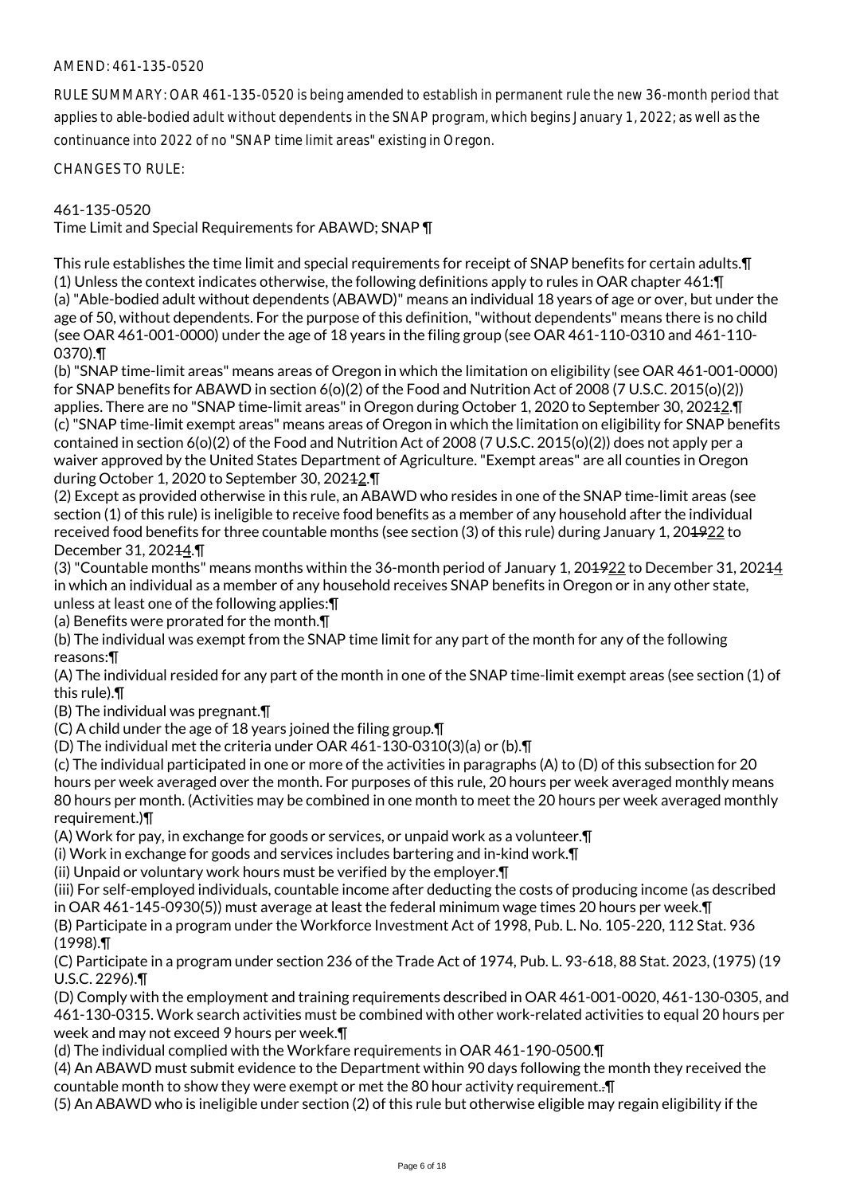AMEND: 461-135-0520

RULE SUMMARY: OAR 461-135-0520 is being amended to establish in permanent rule the new 36-month period that applies to able-bodied adult without dependents in the SNAP program, which begins January 1, 2022; as well as the continuance into 2022 of no "SNAP time limit areas" existing in Oregon.

CHANGES TO RULE:

461-135-0520
Time Limit and Special Requirements for ABAWD; SNAP ¶

This rule establishes the time limit and special requirements for receipt of SNAP benefits for certain adults.¶
(1) Unless the context indicates otherwise, the following definitions apply to rules in OAR chapter 461:¶
(a) "Able-bodied adult without dependents (ABAWD)" means an individual 18 years of age or over, but under the age of 50, without dependents. For the purpose of this definition, "without dependents" means there is no child (see OAR 461-001-0000) under the age of 18 years in the filing group (see OAR 461-110-0310 and 461-110-0370).¶
(b) "SNAP time-limit areas" means areas of Oregon in which the limitation on eligibility (see OAR 461-001-0000) for SNAP benefits for ABAWD in section 6(o)(2) of the Food and Nutrition Act of 2008 (7 U.S.C. 2015(o)(2)) applies. There are no "SNAP time-limit areas" in Oregon during October 1, 2020 to September 30, 202~~1~~2.¶
(c) "SNAP time-limit exempt areas" means areas of Oregon in which the limitation on eligibility for SNAP benefits contained in section 6(o)(2) of the Food and Nutrition Act of 2008 (7 U.S.C. 2015(o)(2)) does not apply per a waiver approved by the United States Department of Agriculture. "Exempt areas" are all counties in Oregon during October 1, 2020 to September 30, 202~~1~~2.¶
(2) Except as provided otherwise in this rule, an ABAWD who resides in one of the SNAP time-limit areas (see section (1) of this rule) is ineligible to receive food benefits as a member of any household after the individual received food benefits for three countable months (see section (3) of this rule) during January 1, 20~~19~~22 to December 31, 202~~1~~4.¶
(3) "Countable months" means months within the 36-month period of January 1, 20~~19~~22 to December 31, 202~~1~~4 in which an individual as a member of any household receives SNAP benefits in Oregon or in any other state, unless at least one of the following applies:¶
(a) Benefits were prorated for the month.¶
(b) The individual was exempt from the SNAP time limit for any part of the month for any of the following reasons:¶
(A) The individual resided for any part of the month in one of the SNAP time-limit exempt areas (see section (1) of this rule).¶
(B) The individual was pregnant.¶
(C) A child under the age of 18 years joined the filing group.¶
(D) The individual met the criteria under OAR 461-130-0310(3)(a) or (b).¶
(c) The individual participated in one or more of the activities in paragraphs (A) to (D) of this subsection for 20 hours per week averaged over the month. For purposes of this rule, 20 hours per week averaged monthly means 80 hours per month. (Activities may be combined in one month to meet the 20 hours per week averaged monthly requirement.)¶
(A) Work for pay, in exchange for goods or services, or unpaid work as a volunteer.¶
(i) Work in exchange for goods and services includes bartering and in-kind work.¶
(ii) Unpaid or voluntary work hours must be verified by the employer.¶
(iii) For self-employed individuals, countable income after deducting the costs of producing income (as described in OAR 461-145-0930(5)) must average at least the federal minimum wage times 20 hours per week.¶
(B) Participate in a program under the Workforce Investment Act of 1998, Pub. L. No. 105-220, 112 Stat. 936 (1998).¶
(C) Participate in a program under section 236 of the Trade Act of 1974, Pub. L. 93-618, 88 Stat. 2023, (1975) (19 U.S.C. 2296).¶
(D) Comply with the employment and training requirements described in OAR 461-001-0020, 461-130-0305, and 461-130-0315. Work search activities must be combined with other work-related activities to equal 20 hours per week and may not exceed 9 hours per week.¶
(d) The individual complied with the Workfare requirements in OAR 461-190-0500.¶
(4) An ABAWD must submit evidence to the Department within 90 days following the month they received the countable month to show they were exempt or met the 80 hour activity requirement.~~.~~¶
(5) An ABAWD who is ineligible under section (2) of this rule but otherwise eligible may regain eligibility if the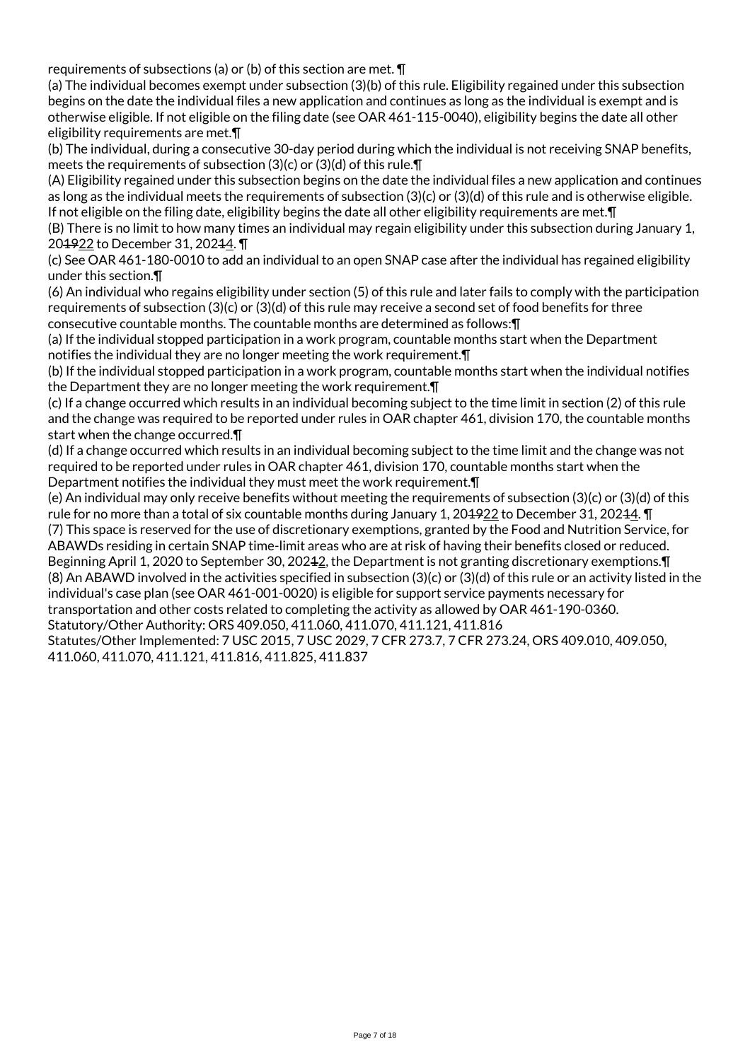requirements of subsections (a) or (b) of this section are met. ¶

(a) The individual becomes exempt under subsection (3)(b) of this rule. Eligibility regained under this subsection begins on the date the individual files a new application and continues as long as the individual is exempt and is otherwise eligible. If not eligible on the filing date (see OAR 461-115-0040), eligibility begins the date all other eligibility requirements are met.¶

(b) The individual, during a consecutive 30-day period during which the individual is not receiving SNAP benefits, meets the requirements of subsection (3)(c) or (3)(d) of this rule.¶

(A) Eligibility regained under this subsection begins on the date the individual files a new application and continues as long as the individual meets the requirements of subsection (3)(c) or (3)(d) of this rule and is otherwise eligible. If not eligible on the filing date, eligibility begins the date all other eligibility requirements are met.¶

(B) There is no limit to how many times an individual may regain eligibility under this subsection during January 1, 2~~019~~22 to December 31, 202~~1~~4. ¶

(c) See OAR 461-180-0010 to add an individual to an open SNAP case after the individual has regained eligibility under this section.¶

(6) An individual who regains eligibility under section (5) of this rule and later fails to comply with the participation requirements of subsection (3)(c) or (3)(d) of this rule may receive a second set of food benefits for three consecutive countable months. The countable months are determined as follows:¶

(a) If the individual stopped participation in a work program, countable months start when the Department notifies the individual they are no longer meeting the work requirement.¶

(b) If the individual stopped participation in a work program, countable months start when the individual notifies the Department they are no longer meeting the work requirement.¶

(c) If a change occurred which results in an individual becoming subject to the time limit in section (2) of this rule and the change was required to be reported under rules in OAR chapter 461, division 170, the countable months start when the change occurred.¶

(d) If a change occurred which results in an individual becoming subject to the time limit and the change was not required to be reported under rules in OAR chapter 461, division 170, countable months start when the Department notifies the individual they must meet the work requirement.¶

(e) An individual may only receive benefits without meeting the requirements of subsection (3)(c) or (3)(d) of this rule for no more than a total of six countable months during January 1, 20~~19~~22 to December 31, 202~~1~~4. ¶

(7) This space is reserved for the use of discretionary exemptions, granted by the Food and Nutrition Service, for ABAWDs residing in certain SNAP time-limit areas who are at risk of having their benefits closed or reduced. Beginning April 1, 2020 to September 30, 202~~1~~2, the Department is not granting discretionary exemptions.¶

(8) An ABAWD involved in the activities specified in subsection (3)(c) or (3)(d) of this rule or an activity listed in the individual's case plan (see OAR 461-001-0020) is eligible for support service payments necessary for transportation and other costs related to completing the activity as allowed by OAR 461-190-0360.

Statutory/Other Authority: ORS 409.050, 411.060, 411.070, 411.121, 411.816

Statutes/Other Implemented: 7 USC 2015, 7 USC 2029, 7 CFR 273.7, 7 CFR 273.24, ORS 409.010, 409.050, 411.060, 411.070, 411.121, 411.816, 411.825, 411.837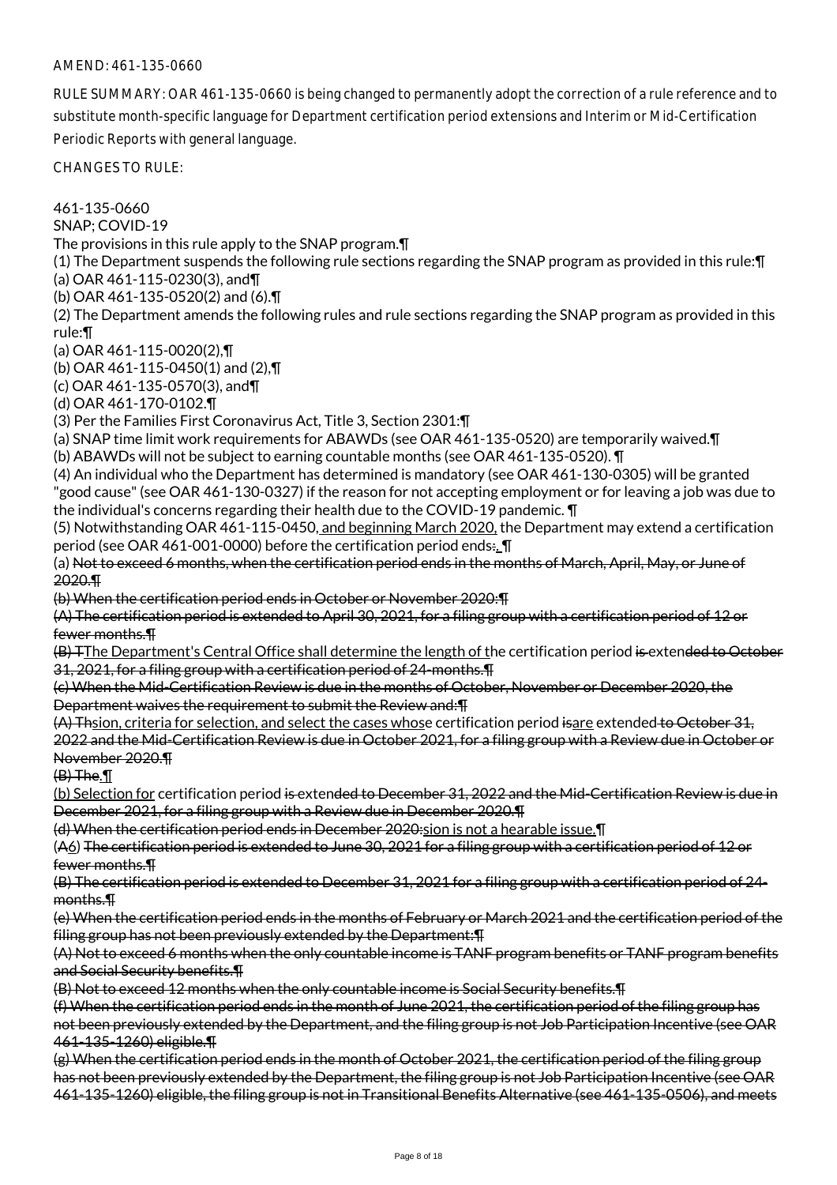AMEND: 461-135-0660

RULE SUMMARY: OAR 461-135-0660 is being changed to permanently adopt the correction of a rule reference and to substitute month-specific language for Department certification period extensions and Interim or Mid-Certification Periodic Reports with general language.

CHANGES TO RULE:

461-135-0660
SNAP; COVID-19
The provisions in this rule apply to the SNAP program.¶
(1) The Department suspends the following rule sections regarding the SNAP program as provided in this rule:¶
(a) OAR 461-115-0230(3), and¶
(b) OAR 461-135-0520(2) and (6).¶
(2) The Department amends the following rules and rule sections regarding the SNAP program as provided in this rule:¶
(a) OAR 461-115-0020(2),¶
(b) OAR 461-115-0450(1) and (2),¶
(c) OAR 461-135-0570(3), and¶
(d) OAR 461-170-0102.¶
(3) Per the Families First Coronavirus Act, Title 3, Section 2301:¶
(a) SNAP time limit work requirements for ABAWDs (see OAR 461-135-0520) are temporarily waived.¶
(b) ABAWDs will not be subject to earning countable months (see OAR 461-135-0520). ¶
(4) An individual who the Department has determined is mandatory (see OAR 461-130-0305) will be granted "good cause" (see OAR 461-130-0327) if the reason for not accepting employment or for leaving a job was due to the individual's concerns regarding their health due to the COVID-19 pandemic. ¶
(5) Notwithstanding OAR 461-115-0450, and beginning March 2020, the Department may extend a certification period (see OAR 461-001-0000) before the certification period ends:. ¶
(a) ~~Not to exceed 6 months, when the certification period ends in the months of March, April, May, or June of 2020.¶~~
~~(b) When the certification period ends in October or November 2020:¶~~
~~(A) The certification period is extended to April 30, 2021, for a filing group with a certification period of 12 or fewer months.¶~~
~~(B) T~~The Department's Central Office shall determine the length of the certification period ~~is extended to October 31, 2021, for a filing group with a certification period of 24-months.¶~~
~~(c) When the Mid-Certification Review is due in the months of October, November or December 2020, the Department waives the requirement to submit the Review and:¶~~
~~(A) Th~~sion, criteria for selection, and select the cases whose certification period ~~is~~are extended ~~to October 31, 2022 and the Mid-Certification Review is due in October 2021, for a filing group with a Review due in October or November 2020.¶~~
~~(B) The.¶~~
(b) Selection for certification period ~~is extended to December 31, 2022 and the Mid-Certification Review is due in December 2021, for a filing group with a Review due in December 2020.¶~~
~~(d) When the certification period ends in December 2020:~~sion is not a hearable issue.¶
(~~A~~6) ~~The certification period is extended to June 30, 2021 for a filing group with a certification period of 12 or fewer months.¶~~
~~(B) The certification period is extended to December 31, 2021 for a filing group with a certification period of 24-months.¶~~
~~(e) When the certification period ends in the months of February or March 2021 and the certification period of the filing group has not been previously extended by the Department:¶~~
~~(A) Not to exceed 6 months when the only countable income is TANF program benefits or TANF program benefits and Social Security benefits.¶~~
~~(B) Not to exceed 12 months when the only countable income is Social Security benefits.¶~~
~~(f) When the certification period ends in the month of June 2021, the certification period of the filing group has not been previously extended by the Department, and the filing group is not Job Participation Incentive (see OAR 461-135-1260) eligible.¶~~
~~(g) When the certification period ends in the month of October 2021, the certification period of the filing group has not been previously extended by the Department, the filing group is not Job Participation Incentive (see OAR 461-135-1260) eligible, the filing group is not in Transitional Benefits Alternative (see 461-135-0506), and meets~~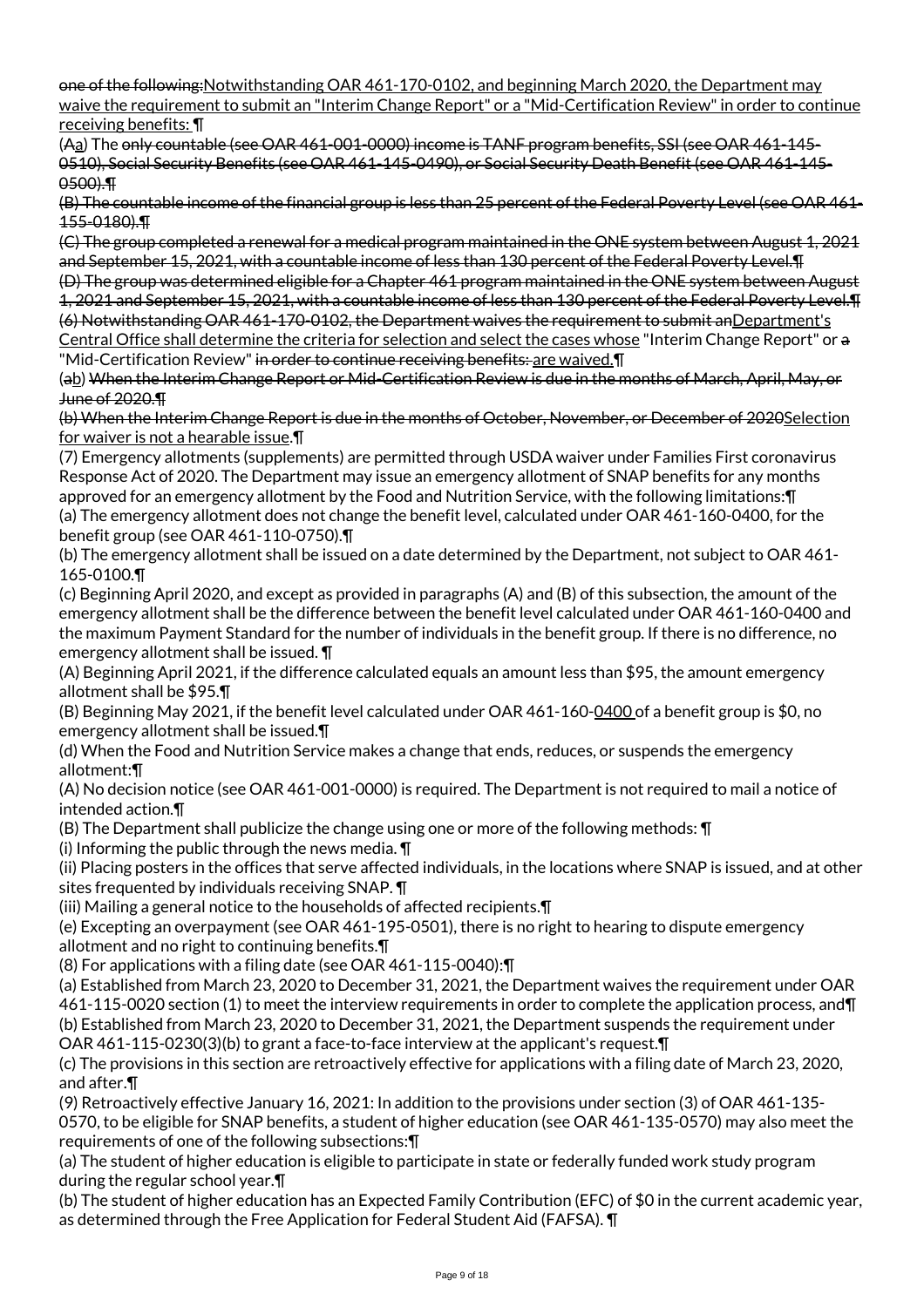~~one of the following:~~<u>Notwithstanding OAR 461-170-0102, and beginning March 2020, the Department may waive the requirement to submit an "Interim Change Report" or a "Mid-Certification Review" in order to continue receiving benefits:</u> ¶

(~~A~~<u>a</u>) The ~~only countable (see OAR 461-001-0000) income is TANF program benefits, SSI (see OAR 461-145-0510), Social Security Benefits (see OAR 461-145-0490), or Social Security Death Benefit (see OAR 461-145-0500).¶~~

~~(B) The countable income of the financial group is less than 25 percent of the Federal Poverty Level (see OAR 461-155-0180).¶~~

~~(C) The group completed a renewal for a medical program maintained in the ONE system between August 1, 2021 and September 15, 2021, with a countable income of less than 130 percent of the Federal Poverty Level.¶~~

~~(D) The group was determined eligible for a Chapter 461 program maintained in the ONE system between August 1, 2021 and September 15, 2021, with a countable income of less than 130 percent of the Federal Poverty Level.¶~~

~~(6) Notwithstanding OAR 461-170-0102, the Department waives the requirement to submit an~~<u>Department's Central Office shall determine the criteria for selection and select the cases whose</u> "Interim Change Report" or ~~a~~ "Mid-Certification Review" ~~in order to continue receiving benefits:~~ <u>are waived.</u>¶

(~~a~~<u>b</u>) ~~When the Interim Change Report or Mid-Certification Review is due in the months of March, April, May, or June of 2020.¶~~

~~(b) When the Interim Change Report is due in the months of October, November, or December of 2020~~<u>Selection for waiver is not a hearable issue.</u>¶

(7) Emergency allotments (supplements) are permitted through USDA waiver under Families First coronavirus Response Act of 2020. The Department may issue an emergency allotment of SNAP benefits for any months approved for an emergency allotment by the Food and Nutrition Service, with the following limitations:¶

(a) The emergency allotment does not change the benefit level, calculated under OAR 461-160-0400, for the benefit group (see OAR 461-110-0750).¶

(b) The emergency allotment shall be issued on a date determined by the Department, not subject to OAR 461-165-0100.¶

(c) Beginning April 2020, and except as provided in paragraphs (A) and (B) of this subsection, the amount of the emergency allotment shall be the difference between the benefit level calculated under OAR 461-160-0400 and the maximum Payment Standard for the number of individuals in the benefit group. If there is no difference, no emergency allotment shall be issued. ¶

(A) Beginning April 2021, if the difference calculated equals an amount less than $95, the amount emergency allotment shall be $95.¶

(B) Beginning May 2021, if the benefit level calculated under OAR 461-160-<u>0400 </u>of a benefit group is $0, no emergency allotment shall be issued.¶

(d) When the Food and Nutrition Service makes a change that ends, reduces, or suspends the emergency allotment:¶

(A) No decision notice (see OAR 461-001-0000) is required. The Department is not required to mail a notice of intended action.¶

(B) The Department shall publicize the change using one or more of the following methods: ¶

(i) Informing the public through the news media. ¶

(ii) Placing posters in the offices that serve affected individuals, in the locations where SNAP is issued, and at other sites frequented by individuals receiving SNAP. ¶

(iii) Mailing a general notice to the households of affected recipients.¶

(e) Excepting an overpayment (see OAR 461-195-0501), there is no right to hearing to dispute emergency allotment and no right to continuing benefits.¶

(8) For applications with a filing date (see OAR 461-115-0040):¶

(a) Established from March 23, 2020 to December 31, 2021, the Department waives the requirement under OAR 461-115-0020 section (1) to meet the interview requirements in order to complete the application process, and¶

(b) Established from March 23, 2020 to December 31, 2021, the Department suspends the requirement under OAR 461-115-0230(3)(b) to grant a face-to-face interview at the applicant's request.¶

(c) The provisions in this section are retroactively effective for applications with a filing date of March 23, 2020, and after.¶

(9) Retroactively effective January 16, 2021: In addition to the provisions under section (3) of OAR 461-135-0570, to be eligible for SNAP benefits, a student of higher education (see OAR 461-135-0570) may also meet the requirements of one of the following subsections:¶

(a) The student of higher education is eligible to participate in state or federally funded work study program during the regular school year.¶

(b) The student of higher education has an Expected Family Contribution (EFC) of $0 in the current academic year, as determined through the Free Application for Federal Student Aid (FAFSA). ¶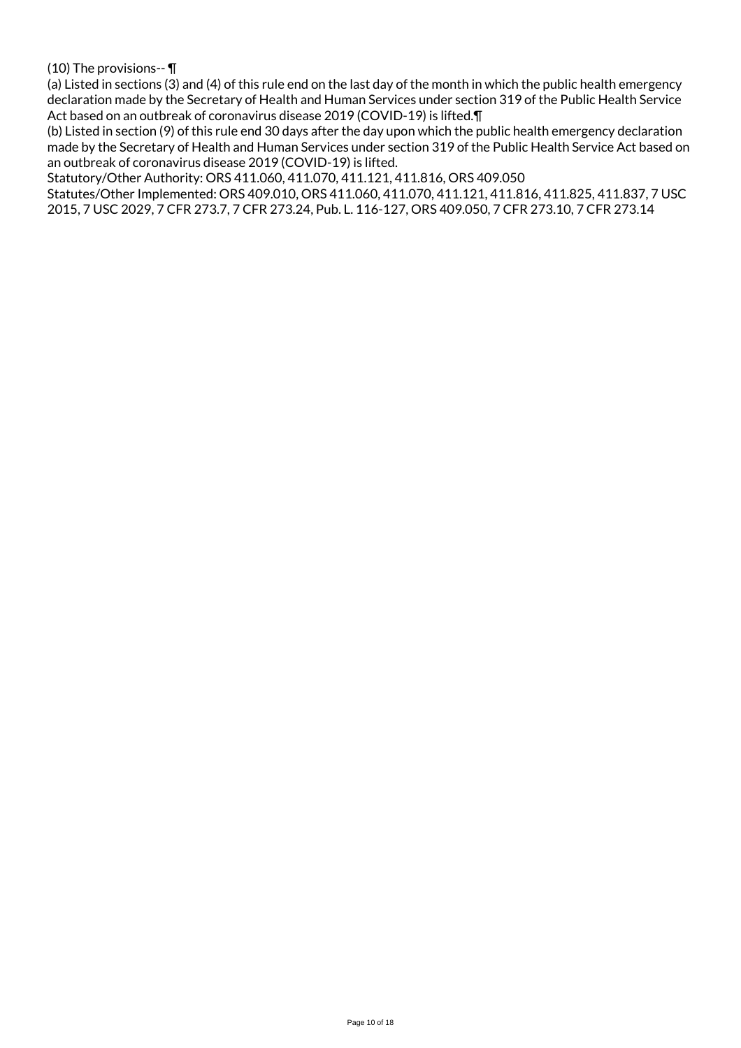(10) The provisions-- ¶

(a) Listed in sections (3) and (4) of this rule end on the last day of the month in which the public health emergency declaration made by the Secretary of Health and Human Services under section 319 of the Public Health Service Act based on an outbreak of coronavirus disease 2019 (COVID-19) is lifted.¶

(b) Listed in section (9) of this rule end 30 days after the day upon which the public health emergency declaration made by the Secretary of Health and Human Services under section 319 of the Public Health Service Act based on an outbreak of coronavirus disease 2019 (COVID-19) is lifted.

Statutory/Other Authority: ORS 411.060, 411.070, 411.121, 411.816, ORS 409.050

Statutes/Other Implemented: ORS 409.010, ORS 411.060, 411.070, 411.121, 411.816, 411.825, 411.837, 7 USC 2015, 7 USC 2029, 7 CFR 273.7, 7 CFR 273.24, Pub. L. 116-127, ORS 409.050, 7 CFR 273.10, 7 CFR 273.14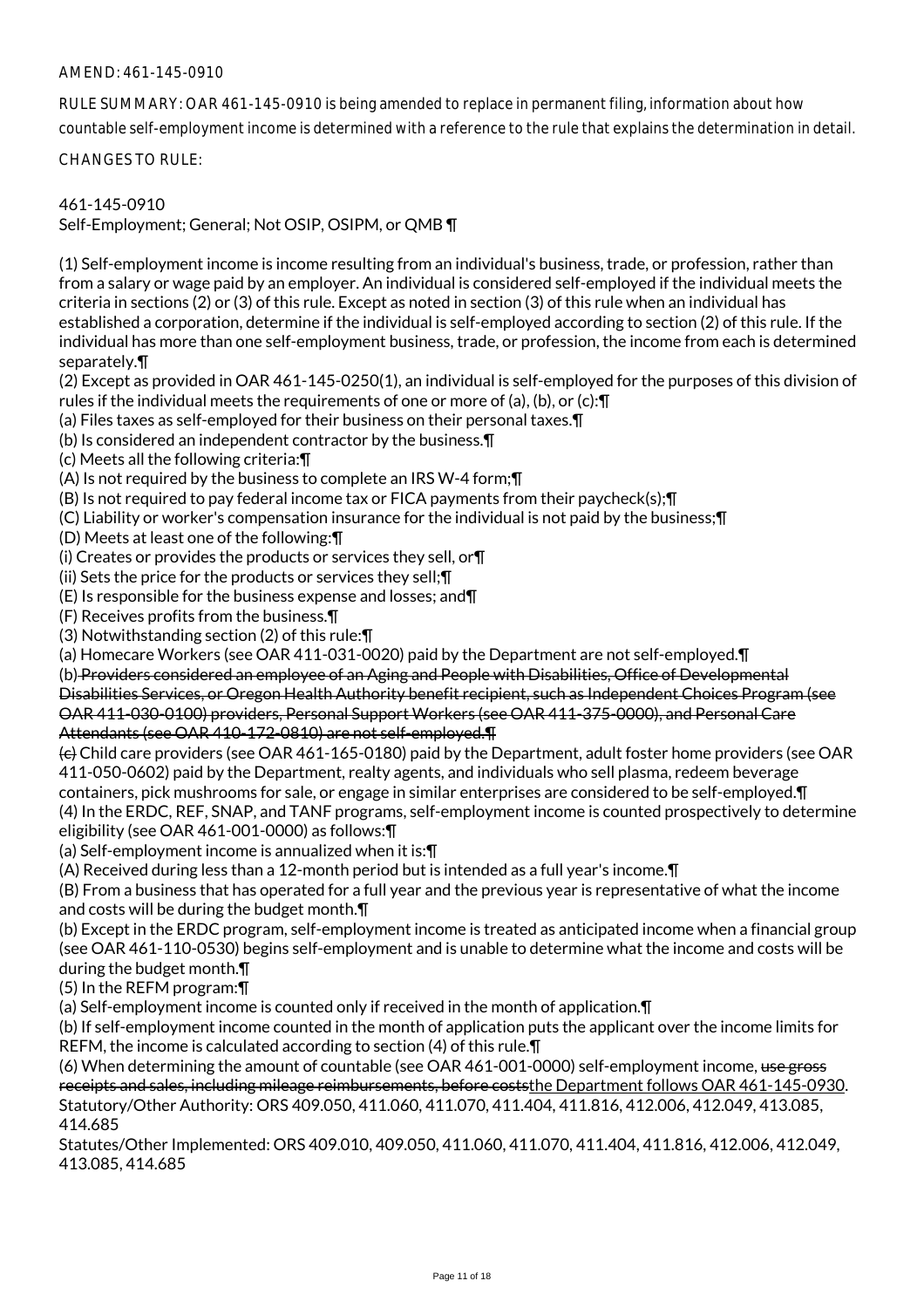AMEND: 461-145-0910

RULE SUMMARY: OAR 461-145-0910 is being amended to replace in permanent filing, information about how countable self-employment income is determined with a reference to the rule that explains the determination in detail.

CHANGES TO RULE:

461-145-0910
Self-Employment; General; Not OSIP, OSIPM, or QMB ¶

(1) Self-employment income is income resulting from an individual's business, trade, or profession, rather than from a salary or wage paid by an employer. An individual is considered self-employed if the individual meets the criteria in sections (2) or (3) of this rule. Except as noted in section (3) of this rule when an individual has established a corporation, determine if the individual is self-employed according to section (2) of this rule. If the individual has more than one self-employment business, trade, or profession, the income from each is determined separately.¶
(2) Except as provided in OAR 461-145-0250(1), an individual is self-employed for the purposes of this division of rules if the individual meets the requirements of one or more of (a), (b), or (c):¶
(a) Files taxes as self-employed for their business on their personal taxes.¶
(b) Is considered an independent contractor by the business.¶
(c) Meets all the following criteria:¶
(A) Is not required by the business to complete an IRS W-4 form;¶
(B) Is not required to pay federal income tax or FICA payments from their paycheck(s);¶
(C) Liability or worker's compensation insurance for the individual is not paid by the business;¶
(D) Meets at least one of the following:¶
(i) Creates or provides the products or services they sell, or¶
(ii) Sets the price for the products or services they sell;¶
(E) Is responsible for the business expense and losses; and¶
(F) Receives profits from the business.¶
(3) Notwithstanding section (2) of this rule:¶
(a) Homecare Workers (see OAR 411-031-0020) paid by the Department are not self-employed.¶
(b) ~~Providers considered an employee of an Aging and People with Disabilities, Office of Developmental Disabilities Services, or Oregon Health Authority benefit recipient, such as Independent Choices Program (see OAR 411-030-0100) providers, Personal Support Workers (see OAR 411-375-0000), and Personal Care Attendants (see OAR 410-172-0810) are not self-employed.¶~~
~~(c)~~ Child care providers (see OAR 461-165-0180) paid by the Department, adult foster home providers (see OAR 411-050-0602) paid by the Department, realty agents, and individuals who sell plasma, redeem beverage containers, pick mushrooms for sale, or engage in similar enterprises are considered to be self-employed.¶
(4) In the ERDC, REF, SNAP, and TANF programs, self-employment income is counted prospectively to determine eligibility (see OAR 461-001-0000) as follows:¶
(a) Self-employment income is annualized when it is:¶
(A) Received during less than a 12-month period but is intended as a full year's income.¶
(B) From a business that has operated for a full year and the previous year is representative of what the income and costs will be during the budget month.¶
(b) Except in the ERDC program, self-employment income is treated as anticipated income when a financial group (see OAR 461-110-0530) begins self-employment and is unable to determine what the income and costs will be during the budget month.¶
(5) In the REFM program:¶
(a) Self-employment income is counted only if received in the month of application.¶
(b) If self-employment income counted in the month of application puts the applicant over the income limits for REFM, the income is calculated according to section (4) of this rule.¶
(6) When determining the amount of countable (see OAR 461-001-0000) self-employment income, ~~use gross receipts and sales, including mileage reimbursements, before costs~~the Department follows OAR 461-145-0930.
Statutory/Other Authority: ORS 409.050, 411.060, 411.070, 411.404, 411.816, 412.006, 412.049, 413.085, 414.685
Statutes/Other Implemented: ORS 409.010, 409.050, 411.060, 411.070, 411.404, 411.816, 412.006, 412.049, 413.085, 414.685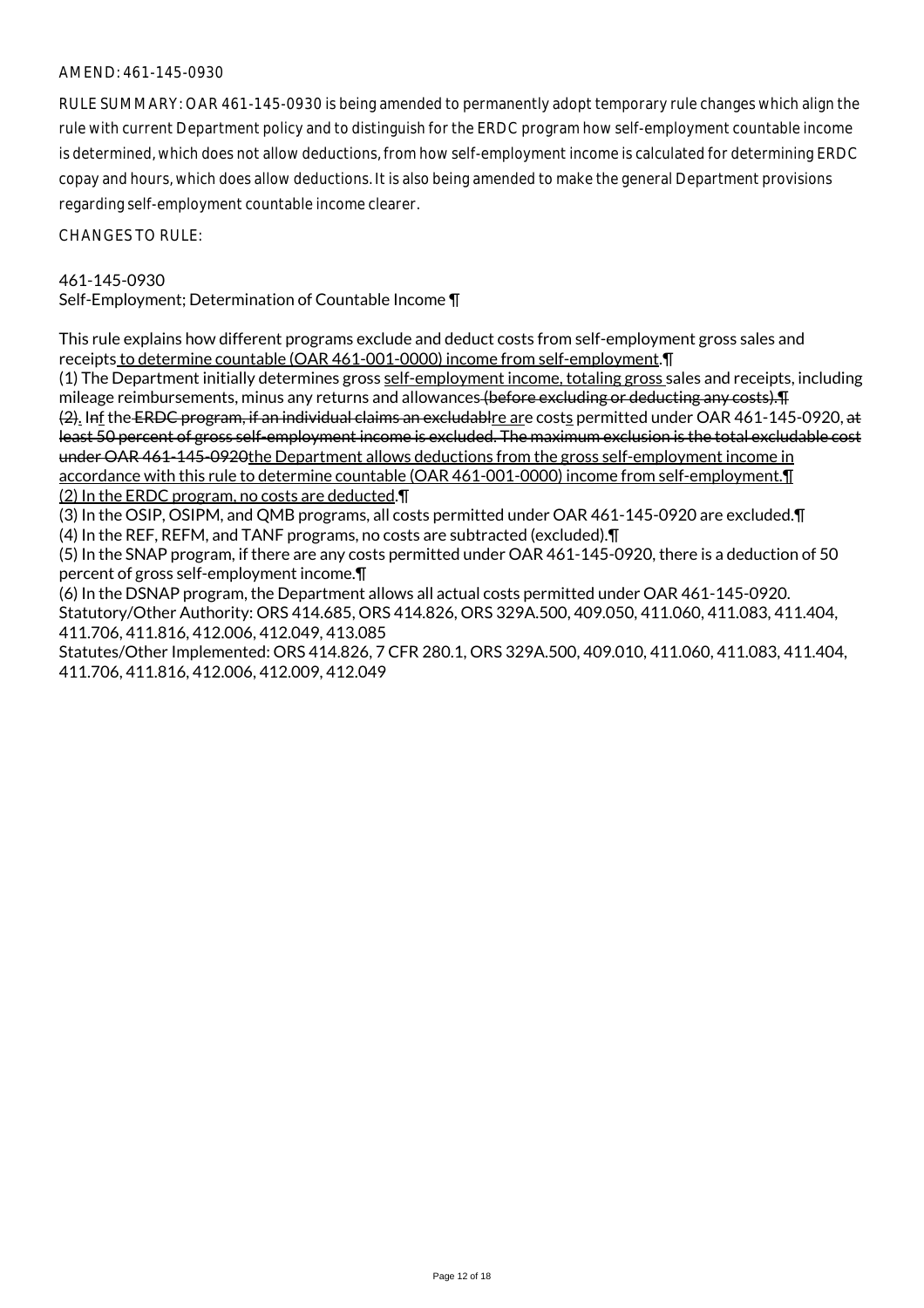AMEND: 461-145-0930

RULE SUMMARY: OAR 461-145-0930 is being amended to permanently adopt temporary rule changes which align the rule with current Department policy and to distinguish for the ERDC program how self-employment countable income is determined, which does not allow deductions, from how self-employment income is calculated for determining ERDC copay and hours, which does allow deductions. It is also being amended to make the general Department provisions regarding self-employment countable income clearer.

CHANGES TO RULE:

461-145-0930
Self-Employment; Determination of Countable Income ¶

This rule explains how different programs exclude and deduct costs from self-employment gross sales and receipts to determine countable (OAR 461-001-0000) income from self-employment.¶
(1) The Department initially determines gross self-employment income, totaling gross sales and receipts, including mileage reimbursements, minus any returns and allowances ~~(before excluding or deducting any costs).¶~~
~~(2)~~. I~~n~~f the ~~ERDC program, if an individual claims an excludabl~~re are costs permitted under OAR 461-145-0920, ~~at least 50 percent of gross self-employment income is excluded. The maximum exclusion is the total excludable cost under OAR 461-145-0920~~the Department allows deductions from the gross self-employment income in accordance with this rule to determine countable (OAR 461-001-0000) income from self-employment.¶
(2) In the ERDC program, no costs are deducted.¶
(3) In the OSIP, OSIPM, and QMB programs, all costs permitted under OAR 461-145-0920 are excluded.¶
(4) In the REF, REFM, and TANF programs, no costs are subtracted (excluded).¶
(5) In the SNAP program, if there are any costs permitted under OAR 461-145-0920, there is a deduction of 50 percent of gross self-employment income.¶
(6) In the DSNAP program, the Department allows all actual costs permitted under OAR 461-145-0920.
Statutory/Other Authority: ORS 414.685, ORS 414.826, ORS 329A.500, 409.050, 411.060, 411.083, 411.404, 411.706, 411.816, 412.006, 412.049, 413.085
Statutes/Other Implemented: ORS 414.826, 7 CFR 280.1, ORS 329A.500, 409.010, 411.060, 411.083, 411.404, 411.706, 411.816, 412.006, 412.009, 412.049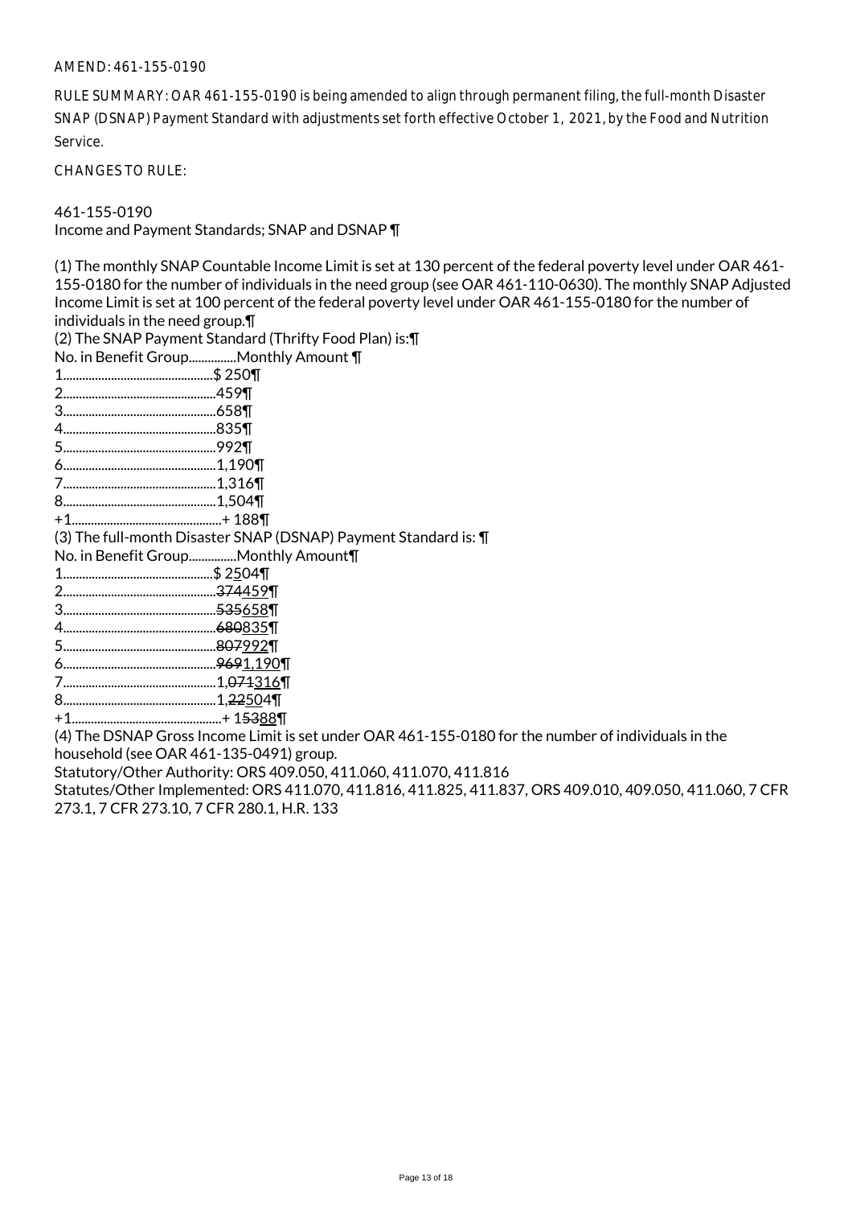AMEND: 461-155-0190

RULE SUMMARY: OAR 461-155-0190 is being amended to align through permanent filing, the full-month Disaster SNAP (DSNAP) Payment Standard with adjustments set forth effective October 1, 2021, by the Food and Nutrition Service.

CHANGES TO RULE:

461-155-0190
Income and Payment Standards; SNAP and DSNAP ¶

(1) The monthly SNAP Countable Income Limit is set at 130 percent of the federal poverty level under OAR 461-155-0180 for the number of individuals in the need group (see OAR 461-110-0630). The monthly SNAP Adjusted Income Limit is set at 100 percent of the federal poverty level under OAR 461-155-0180 for the number of individuals in the need group.¶
(2) The SNAP Payment Standard (Thrifty Food Plan) is:¶
No. in Benefit Group...............Monthly Amount ¶
1..............................................$ 250¶
2...............................................459¶
3...............................................658¶
4...............................................835¶
5...............................................992¶
6...............................................1,190¶
7...............................................1,316¶
8...............................................1,504¶
+1..............................................+ 188¶
(3) The full-month Disaster SNAP (DSNAP) Payment Standard is: ¶
No. in Benefit Group..............Monthly Amount¶
1..............................................$ 250~~4~~¶
2...............................................~~374~~459¶
3...............................................~~535~~658¶
4...............................................~~680~~835¶
5...............................................~~807~~992¶
6...............................................~~969~~1,190¶
7...............................................1,~~071~~316¶
8...............................................1,~~22~~504¶
+1..............................................+ 1~~53~~88¶
(4) The DSNAP Gross Income Limit is set under OAR 461-155-0180 for the number of individuals in the household (see OAR 461-135-0491) group.
Statutory/Other Authority: ORS 409.050, 411.060, 411.070, 411.816
Statutes/Other Implemented: ORS 411.070, 411.816, 411.825, 411.837, ORS 409.010, 409.050, 411.060, 7 CFR 273.1, 7 CFR 273.10, 7 CFR 280.1, H.R. 133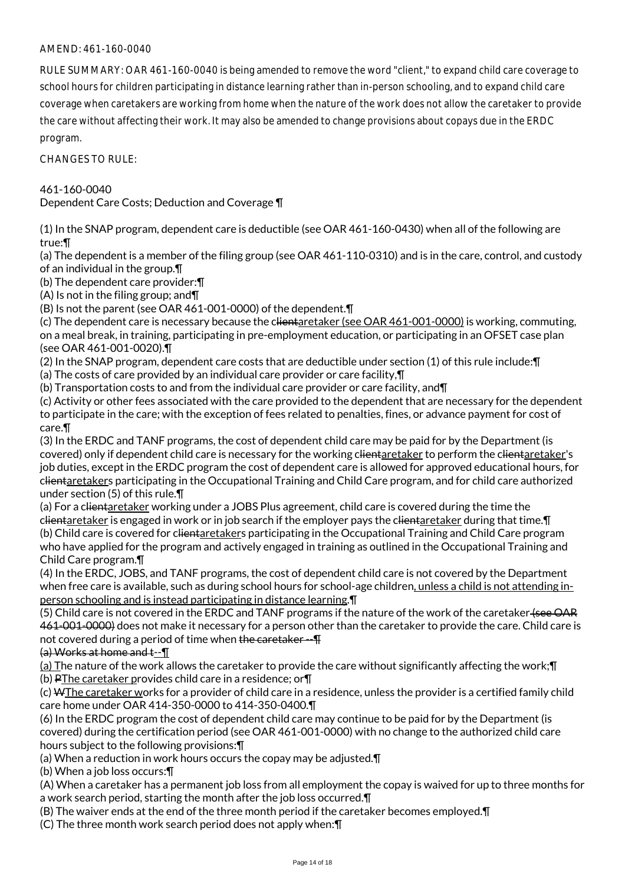AMEND: 461-160-0040

RULE SUMMARY: OAR 461-160-0040 is being amended to remove the word "client," to expand child care coverage to school hours for children participating in distance learning rather than in-person schooling, and to expand child care coverage when caretakers are working from home when the nature of the work does not allow the caretaker to provide the care without affecting their work. It may also be amended to change provisions about copays due in the ERDC program.

CHANGES TO RULE:

461-160-0040
Dependent Care Costs; Deduction and Coverage ¶

(1) In the SNAP program, dependent care is deductible (see OAR 461-160-0430) when all of the following are true:¶
(a) The dependent is a member of the filing group (see OAR 461-110-0310) and is in the care, control, and custody of an individual in the group.¶
(b) The dependent care provider:¶
(A) Is not in the filing group; and¶
(B) Is not the parent (see OAR 461-001-0000) of the dependent.¶
(c) The dependent care is necessary because the ~~client~~<u>caretaker (see OAR 461-001-0000)</u> is working, commuting, on a meal break, in training, participating in pre-employment education, or participating in an OFSET case plan (see OAR 461-001-0020).¶
(2) In the SNAP program, dependent care costs that are deductible under section (1) of this rule include:¶
(a) The costs of care provided by an individual care provider or care facility,¶
(b) Transportation costs to and from the individual care provider or care facility, and¶
(c) Activity or other fees associated with the care provided to the dependent that are necessary for the dependent to participate in the care; with the exception of fees related to penalties, fines, or advance payment for cost of care.¶
(3) In the ERDC and TANF programs, the cost of dependent child care may be paid for by the Department (is covered) only if dependent child care is necessary for the working ~~client~~<u>caretaker</u> to perform the ~~client~~<u>caretaker</u>'s job duties, except in the ERDC program the cost of dependent care is allowed for approved educational hours, for ~~client~~<u>caretaker</u>s participating in the Occupational Training and Child Care program, and for child care authorized under section (5) of this rule.¶
(a) For a ~~client~~<u>caretaker</u> working under a JOBS Plus agreement, child care is covered during the time the ~~client~~<u>caretaker</u> is engaged in work or in job search if the employer pays the ~~client~~<u>caretaker</u> during that time.¶
(b) Child care is covered for ~~client~~<u>caretaker</u>s participating in the Occupational Training and Child Care program who have applied for the program and actively engaged in training as outlined in the Occupational Training and Child Care program.¶
(4) In the ERDC, JOBS, and TANF programs, the cost of dependent child care is not covered by the Department when free care is available, such as during school hours for school-age children<u>, unless a child is not attending in-person schooling and is instead participating in distance learning</u>.¶
(5) Child care is not covered in the ERDC and TANF programs if the nature of the work of the caretaker ~~(see OAR 461-001-0000)~~ does not make it necessary for a person other than the caretaker to provide the care. Child care is not covered during a period of time when ~~the caretaker --¶~~
~~(a) Works at home and t~~<u>--</u>¶
<u>(a) T</u>he nature of the work allows the caretaker to provide the care without significantly affecting the work;¶
(b) ~~P~~<u>The caretaker p</u>rovides child care in a residence; or¶
(c) ~~W~~<u>The caretaker w</u>orks for a provider of child care in a residence, unless the provider is a certified family child care home under OAR 414-350-0000 to 414-350-0400.¶
(6) In the ERDC program the cost of dependent child care may continue to be paid for by the Department (is covered) during the certification period (see OAR 461-001-0000) with no change to the authorized child care hours subject to the following provisions:¶
(a) When a reduction in work hours occurs the copay may be adjusted.¶
(b) When a job loss occurs:¶
(A) When a caretaker has a permanent job loss from all employment the copay is waived for up to three months for a work search period, starting the month after the job loss occurred.¶
(B) The waiver ends at the end of the three month period if the caretaker becomes employed.¶
(C) The three month work search period does not apply when:¶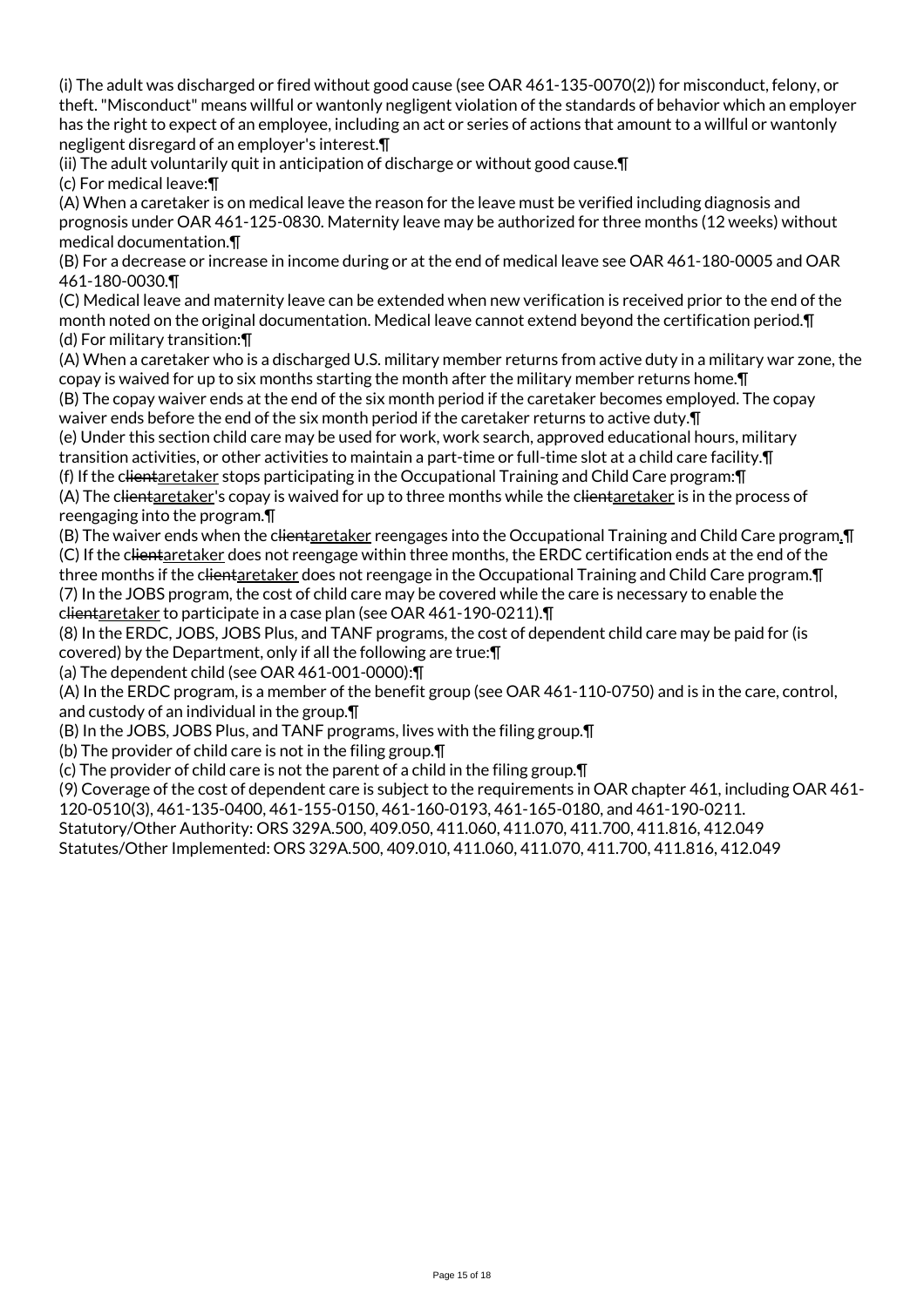(i) The adult was discharged or fired without good cause (see OAR 461-135-0070(2)) for misconduct, felony, or theft. "Misconduct" means willful or wantonly negligent violation of the standards of behavior which an employer has the right to expect of an employee, including an act or series of actions that amount to a willful or wantonly negligent disregard of an employer's interest.¶

(ii) The adult voluntarily quit in anticipation of discharge or without good cause.¶

(c) For medical leave:¶

(A) When a caretaker is on medical leave the reason for the leave must be verified including diagnosis and prognosis under OAR 461-125-0830. Maternity leave may be authorized for three months (12 weeks) without medical documentation.¶

(B) For a decrease or increase in income during or at the end of medical leave see OAR 461-180-0005 and OAR 461-180-0030.¶

(C) Medical leave and maternity leave can be extended when new verification is received prior to the end of the month noted on the original documentation. Medical leave cannot extend beyond the certification period.¶

(d) For military transition:¶

(A) When a caretaker who is a discharged U.S. military member returns from active duty in a military war zone, the copay is waived for up to six months starting the month after the military member returns home.¶

(B) The copay waiver ends at the end of the six month period if the caretaker becomes employed. The copay waiver ends before the end of the six month period if the caretaker returns to active duty.¶

(e) Under this section child care may be used for work, work search, approved educational hours, military transition activities, or other activities to maintain a part-time or full-time slot at a child care facility.¶

(f) If the ~~client~~caretaker stops participating in the Occupational Training and Child Care program:¶

(A) The ~~client~~caretaker's copay is waived for up to three months while the ~~client~~caretaker is in the process of reengaging into the program.¶

(B) The waiver ends when the ~~client~~caretaker reengages into the Occupational Training and Child Care program.¶

(C) If the ~~client~~caretaker does not reengage within three months, the ERDC certification ends at the end of the three months if the ~~client~~caretaker does not reengage in the Occupational Training and Child Care program.¶

(7) In the JOBS program, the cost of child care may be covered while the care is necessary to enable the ~~client~~caretaker to participate in a case plan (see OAR 461-190-0211).¶

(8) In the ERDC, JOBS, JOBS Plus, and TANF programs, the cost of dependent child care may be paid for (is covered) by the Department, only if all the following are true:¶

(a) The dependent child (see OAR 461-001-0000):¶

(A) In the ERDC program, is a member of the benefit group (see OAR 461-110-0750) and is in the care, control, and custody of an individual in the group.¶

(B) In the JOBS, JOBS Plus, and TANF programs, lives with the filing group.¶

(b) The provider of child care is not in the filing group.¶

(c) The provider of child care is not the parent of a child in the filing group.¶

(9) Coverage of the cost of dependent care is subject to the requirements in OAR chapter 461, including OAR 461-120-0510(3), 461-135-0400, 461-155-0150, 461-160-0193, 461-165-0180, and 461-190-0211.

Statutory/Other Authority: ORS 329A.500, 409.050, 411.060, 411.070, 411.700, 411.816, 412.049

Statutes/Other Implemented: ORS 329A.500, 409.010, 411.060, 411.070, 411.700, 411.816, 412.049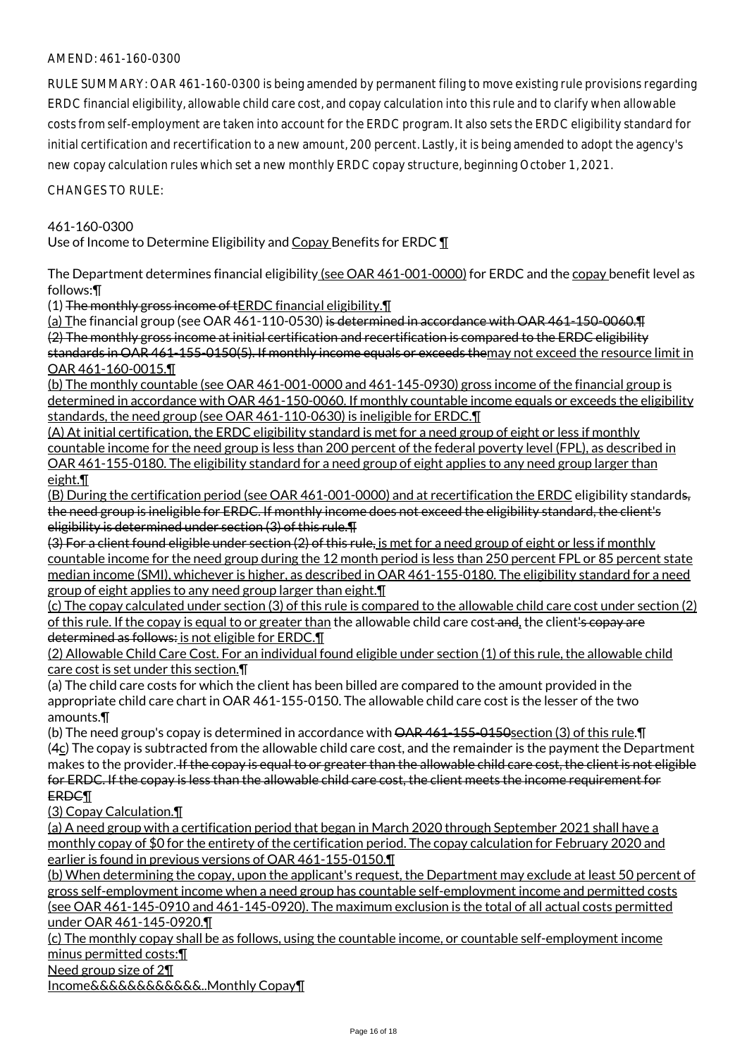AMEND: 461-160-0300

RULE SUMMARY: OAR 461-160-0300 is being amended by permanent filing to move existing rule provisions regarding ERDC financial eligibility, allowable child care cost, and copay calculation into this rule and to clarify when allowable costs from self-employment are taken into account for the ERDC program. It also sets the ERDC eligibility standard for initial certification and recertification to a new amount, 200 percent. Lastly, it is being amended to adopt the agency's new copay calculation rules which set a new monthly ERDC copay structure, beginning October 1, 2021.

CHANGES TO RULE:

461-160-0300
Use of Income to Determine Eligibility and Copay Benefits for ERDC ¶

The Department determines financial eligibility (see OAR 461-001-0000) for ERDC and the copay benefit level as follows:¶

(1) The monthly gross income of tERDC financial eligibility.¶

(a) The financial group (see OAR 461-110-0530) is determined in accordance with OAR 461-150-0060.¶
(2) The monthly gross income at initial certification and recertification is compared to the ERDC eligibility standards in OAR 461-155-0150(5). If monthly income equals or exceeds themay not exceed the resource limit in OAR 461-160-0015.¶

(b) The monthly countable (see OAR 461-001-0000 and 461-145-0930) gross income of the financial group is determined in accordance with OAR 461-150-0060. If monthly countable income equals or exceeds the eligibility standards, the need group (see OAR 461-110-0630) is ineligible for ERDC.¶

(A) At initial certification, the ERDC eligibility standard is met for a need group of eight or less if monthly countable income for the need group is less than 200 percent of the federal poverty level (FPL), as described in OAR 461-155-0180. The eligibility standard for a need group of eight applies to any need group larger than eight.¶

(B) During the certification period (see OAR 461-001-0000) and at recertification the ERDC eligibility standards, the need group is ineligible for ERDC. If monthly income does not exceed the eligibility standard, the client's eligibility is determined under section (3) of this rule.¶
(3) For a client found eligible under section (2) of this rule, is met for a need group of eight or less if monthly countable income for the need group during the 12 month period is less than 250 percent FPL or 85 percent state median income (SMI), whichever is higher, as described in OAR 461-155-0180. The eligibility standard for a need group of eight applies to any need group larger than eight.¶

(c) The copay calculated under section (3) of this rule is compared to the allowable child care cost under section (2) of this rule. If the copay is equal to or greater than the allowable child care cost and, the client's copay are determined as follows: is not eligible for ERDC.¶

(2) Allowable Child Care Cost. For an individual found eligible under section (1) of this rule, the allowable child care cost is set under this section.¶

(a) The child care costs for which the client has been billed are compared to the amount provided in the appropriate child care chart in OAR 461-155-0150. The allowable child care cost is the lesser of the two amounts.¶

(b) The need group's copay is determined in accordance with OAR 461-155-0150section (3) of this rule.¶

(4c) The copay is subtracted from the allowable child care cost, and the remainder is the payment the Department makes to the provider. If the copay is equal to or greater than the allowable child care cost, the client is not eligible for ERDC. If the copay is less than the allowable child care cost, the client meets the income requirement for ERDC¶

(3) Copay Calculation.¶

(a) A need group with a certification period that began in March 2020 through September 2021 shall have a monthly copay of $0 for the entirety of the certification period. The copay calculation for February 2020 and earlier is found in previous versions of OAR 461-155-0150.¶

(b) When determining the copay, upon the applicant's request, the Department may exclude at least 50 percent of gross self-employment income when a need group has countable self-employment income and permitted costs (see OAR 461-145-0910 and 461-145-0920). The maximum exclusion is the total of all actual costs permitted under OAR 461-145-0920.¶

(c) The monthly copay shall be as follows, using the countable income, or countable self-employment income minus permitted costs:¶

Need group size of 2¶

Income&&&&&&&&&&&..Monthly Copay¶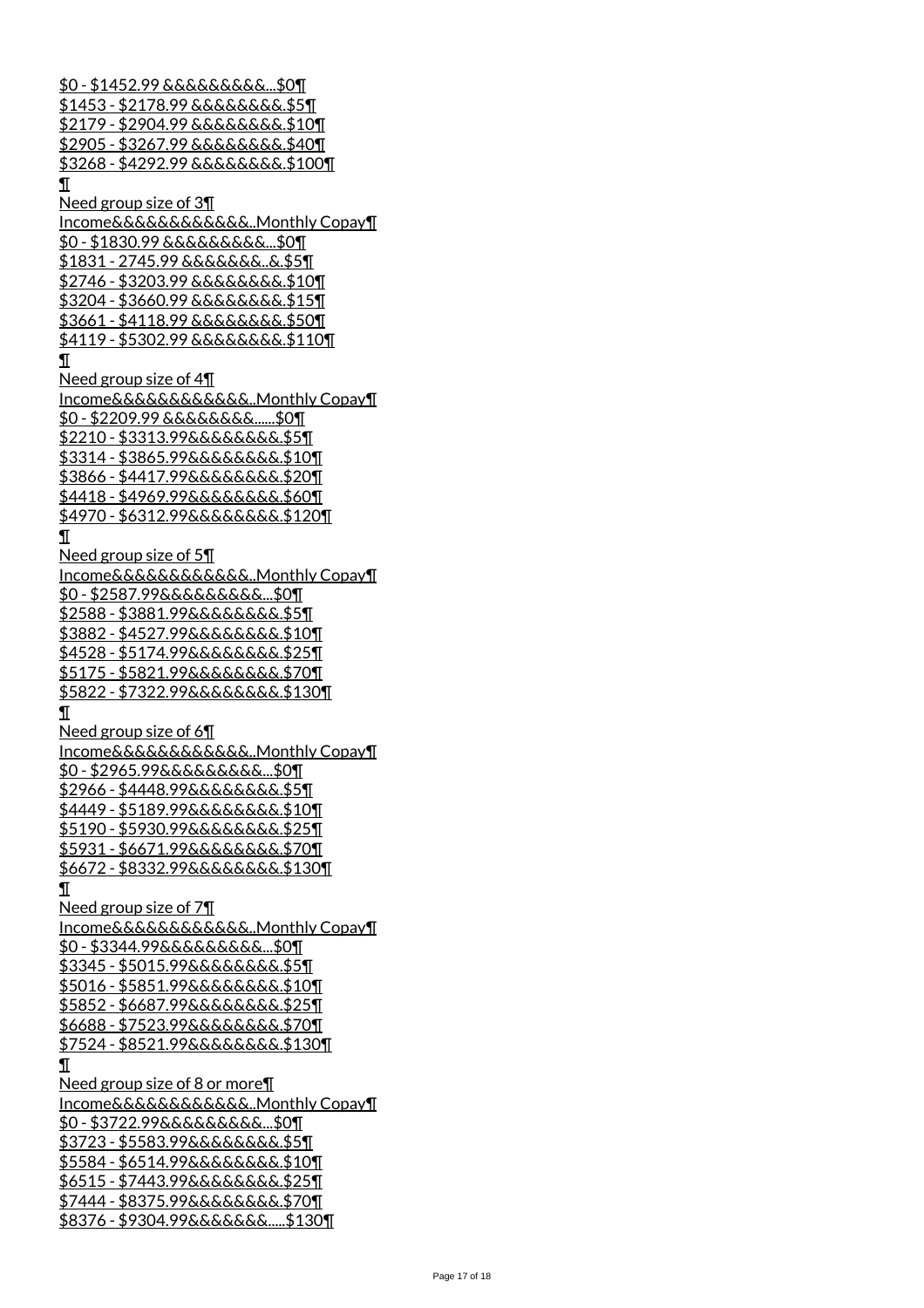$0 - $1452.99 &&&&&&&&&...$0¶
$1453 - $2178.99 &&&&&&&&.$5¶
$2179 - $2904.99 &&&&&&&&.$10¶
$2905 - $3267.99 &&&&&&&&.$40¶
$3268 - $4292.99 &&&&&&&&.$100¶
¶
Need group size of 3¶
Income&&&&&&&&&&&..Monthly Copay¶
$0 - $1830.99 &&&&&&&&&...$0¶
$1831 - 2745.99 &&&&&&&..&.$5¶
$2746 - $3203.99 &&&&&&&&.$10¶
$3204 - $3660.99 &&&&&&&&.$15¶
$3661 - $4118.99 &&&&&&&&.$50¶
$4119 - $5302.99 &&&&&&&&.$110¶
¶
Need group size of 4¶
Income&&&&&&&&&&&..Monthly Copay¶
$0 - $2209.99 &&&&&&&&......$0¶
$2210 - $3313.99&&&&&&&&.$5¶
$3314 - $3865.99&&&&&&&&.$10¶
$3866 - $4417.99&&&&&&&&.$20¶
$4418 - $4969.99&&&&&&&&.$60¶
$4970 - $6312.99&&&&&&&&.$120¶
¶
Need group size of 5¶
Income&&&&&&&&&&&..Monthly Copay¶
$0 - $2587.99&&&&&&&&&...$0¶
$2588 - $3881.99&&&&&&&&.$5¶
$3882 - $4527.99&&&&&&&&.$10¶
$4528 - $5174.99&&&&&&&&.$25¶
$5175 - $5821.99&&&&&&&&.$70¶
$5822 - $7322.99&&&&&&&&.$130¶
¶
Need group size of 6¶
Income&&&&&&&&&&&..Monthly Copay¶
$0 - $2965.99&&&&&&&&&...$0¶
$2966 - $4448.99&&&&&&&&.$5¶
$4449 - $5189.99&&&&&&&&.$10¶
$5190 - $5930.99&&&&&&&&.$25¶
$5931 - $6671.99&&&&&&&&.$70¶
$6672 - $8332.99&&&&&&&&.$130¶
¶
Need group size of 7¶
Income&&&&&&&&&&&..Monthly Copay¶
$0 - $3344.99&&&&&&&&&...$0¶
$3345 - $5015.99&&&&&&&&.$5¶
$5016 - $5851.99&&&&&&&&.$10¶
$5852 - $6687.99&&&&&&&&.$25¶
$6688 - $7523.99&&&&&&&&.$70¶
$7524 - $8521.99&&&&&&&&.$130¶
¶
Need group size of 8 or more¶
Income&&&&&&&&&&&..Monthly Copay¶
$0 - $3722.99&&&&&&&&&...$0¶
$3723 - $5583.99&&&&&&&&.$5¶
$5584 - $6514.99&&&&&&&&.$10¶
$6515 - $7443.99&&&&&&&&.$25¶
$7444 - $8375.99&&&&&&&&.$70¶
$8376 - $9304.99&&&&&&&.....$130¶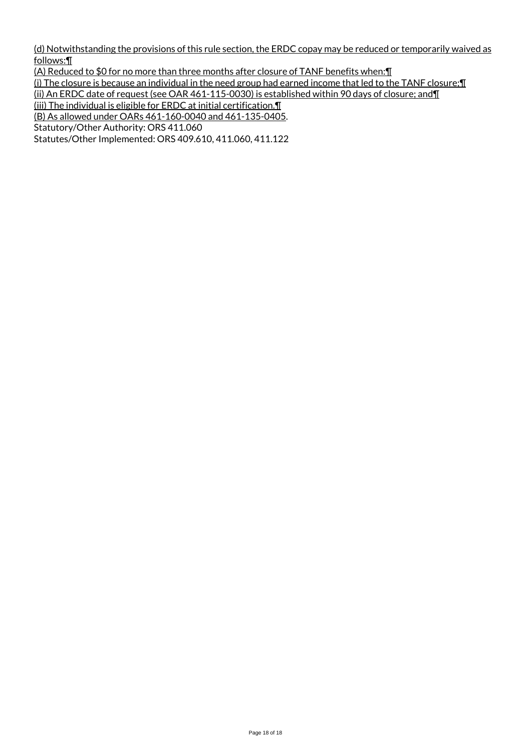(d) Notwithstanding the provisions of this rule section, the ERDC copay may be reduced or temporarily waived as follows:¶

(A) Reduced to $0 for no more than three months after closure of TANF benefits when:¶

(i) The closure is because an individual in the need group had earned income that led to the TANF closure;¶

(ii) An ERDC date of request (see OAR 461-115-0030) is established within 90 days of closure; and¶

(iii) The individual is eligible for ERDC at initial certification.¶

(B) As allowed under OARs 461-160-0040 and 461-135-0405.

Statutory/Other Authority: ORS 411.060

Statutes/Other Implemented: ORS 409.610, 411.060, 411.122